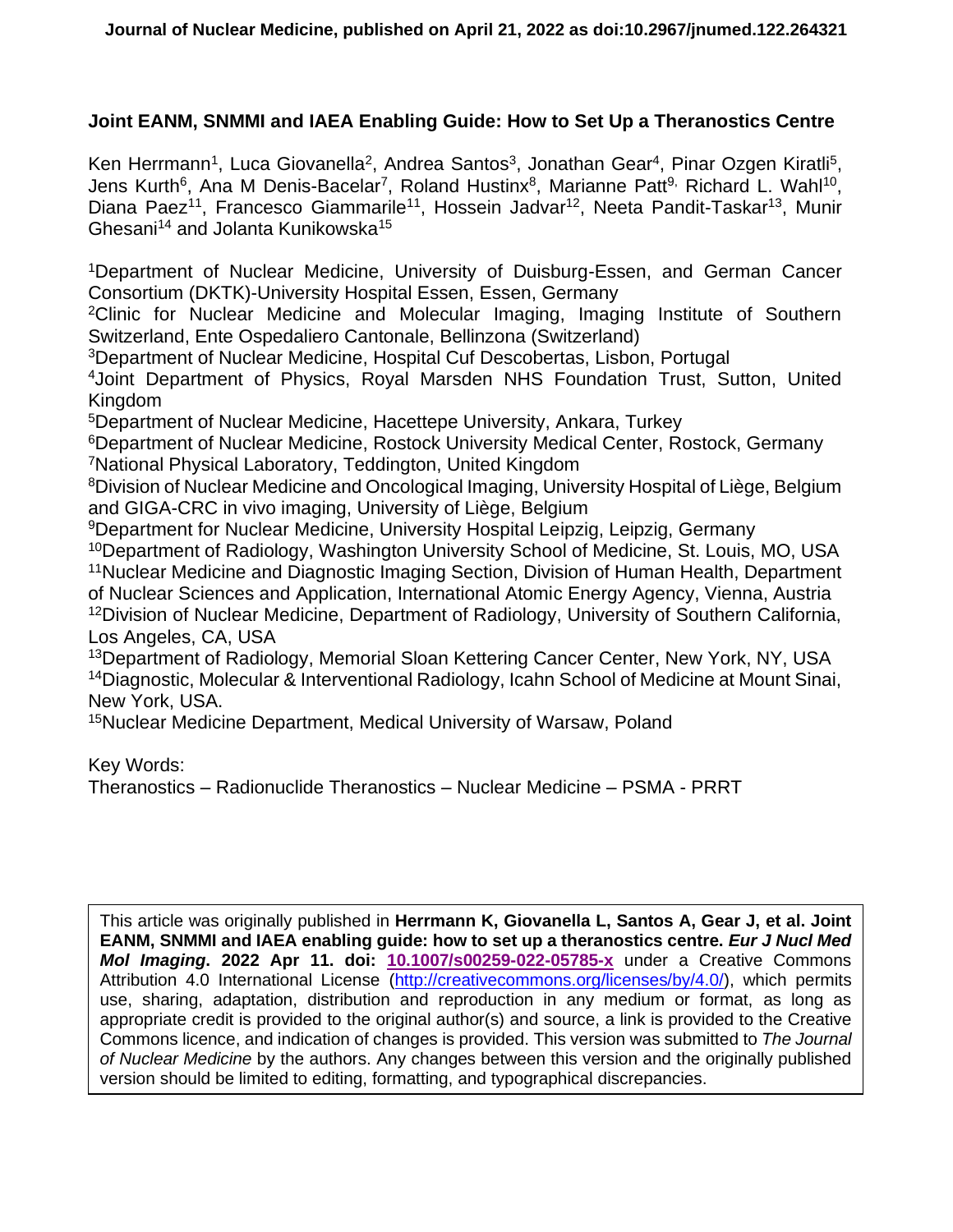Journal of Nuclear Medicine, published on April 21, 2022 as doi:10.2967/jnumed.122.264321

# Joint EANM, SNMMI and IAEA Enabling Guide: How to Set Up a Theranostics Centre

Ken Herrmann[1], Luca Giovanella[2], Andrea Santos[3], Jonathan Gear[4], Pinar Ozgen Kiratli[5], Jens Kurth[6], Ana M Denis-Bacelar[7], Roland Hustinx[8], Marianne Patt[9], Richard L. Wahl[10], Diana Paez[11], Francesco Giammarile[11], Hossein Jadvar[12], Neeta Pandit-Taskar[13], Munir Ghesani[14] and Jolanta Kunikowska[15]

[1]Department of Nuclear Medicine, University of Duisburg-Essen, and German Cancer Consortium (DKTK)-University Hospital Essen, Essen, Germany
[2]Clinic for Nuclear Medicine and Molecular Imaging, Imaging Institute of Southern Switzerland, Ente Ospedaliero Cantonale, Bellinzona (Switzerland)
[3]Department of Nuclear Medicine, Hospital Cuf Descobertas, Lisbon, Portugal
[4]Joint Department of Physics, Royal Marsden NHS Foundation Trust, Sutton, United Kingdom
[5]Department of Nuclear Medicine, Hacettepe University, Ankara, Turkey
[6]Department of Nuclear Medicine, Rostock University Medical Center, Rostock, Germany
[7]National Physical Laboratory, Teddington, United Kingdom
[8]Division of Nuclear Medicine and Oncological Imaging, University Hospital of Liège, Belgium and GIGA-CRC in vivo imaging, University of Liège, Belgium
[9]Department for Nuclear Medicine, University Hospital Leipzig, Leipzig, Germany
[10]Department of Radiology, Washington University School of Medicine, St. Louis, MO, USA
[11]Nuclear Medicine and Diagnostic Imaging Section, Division of Human Health, Department of Nuclear Sciences and Application, International Atomic Energy Agency, Vienna, Austria
[12]Division of Nuclear Medicine, Department of Radiology, University of Southern California, Los Angeles, CA, USA
[13]Department of Radiology, Memorial Sloan Kettering Cancer Center, New York, NY, USA
[14]Diagnostic, Molecular & Interventional Radiology, Icahn School of Medicine at Mount Sinai, New York, USA.
[15]Nuclear Medicine Department, Medical University of Warsaw, Poland

Key Words:
Theranostics – Radionuclide Theranostics – Nuclear Medicine – PSMA - PRRT

This article was originally published in **Herrmann K, Giovanella L, Santos A, Gear J, et al. Joint EANM, SNMMI and IAEA enabling guide: how to set up a theranostics centre. *Eur J Nucl Med Mol Imaging*. 2022 Apr 11. doi: 10.1007/s00259-022-05785-x** under a Creative Commons Attribution 4.0 International License (http://creativecommons.org/licenses/by/4.0/), which permits use, sharing, adaptation, distribution and reproduction in any medium or format, as long as appropriate credit is provided to the original author(s) and source, a link is provided to the Creative Commons licence, and indication of changes is provided. This version was submitted to *The Journal of Nuclear Medicine* by the authors. Any changes between this version and the originally published version should be limited to editing, formatting, and typographical discrepancies.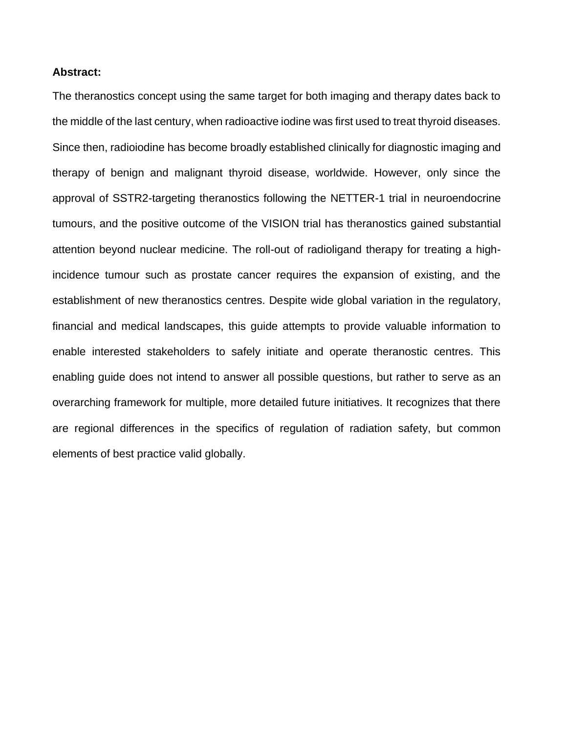**Abstract:**

The theranostics concept using the same target for both imaging and therapy dates back to the middle of the last century, when radioactive iodine was first used to treat thyroid diseases. Since then, radioiodine has become broadly established clinically for diagnostic imaging and therapy of benign and malignant thyroid disease, worldwide. However, only since the approval of SSTR2-targeting theranostics following the NETTER-1 trial in neuroendocrine tumours, and the positive outcome of the VISION trial has theranostics gained substantial attention beyond nuclear medicine. The roll-out of radioligand therapy for treating a high-incidence tumour such as prostate cancer requires the expansion of existing, and the establishment of new theranostics centres. Despite wide global variation in the regulatory, financial and medical landscapes, this guide attempts to provide valuable information to enable interested stakeholders to safely initiate and operate theranostic centres. This enabling guide does not intend to answer all possible questions, but rather to serve as an overarching framework for multiple, more detailed future initiatives. It recognizes that there are regional differences in the specifics of regulation of radiation safety, but common elements of best practice valid globally.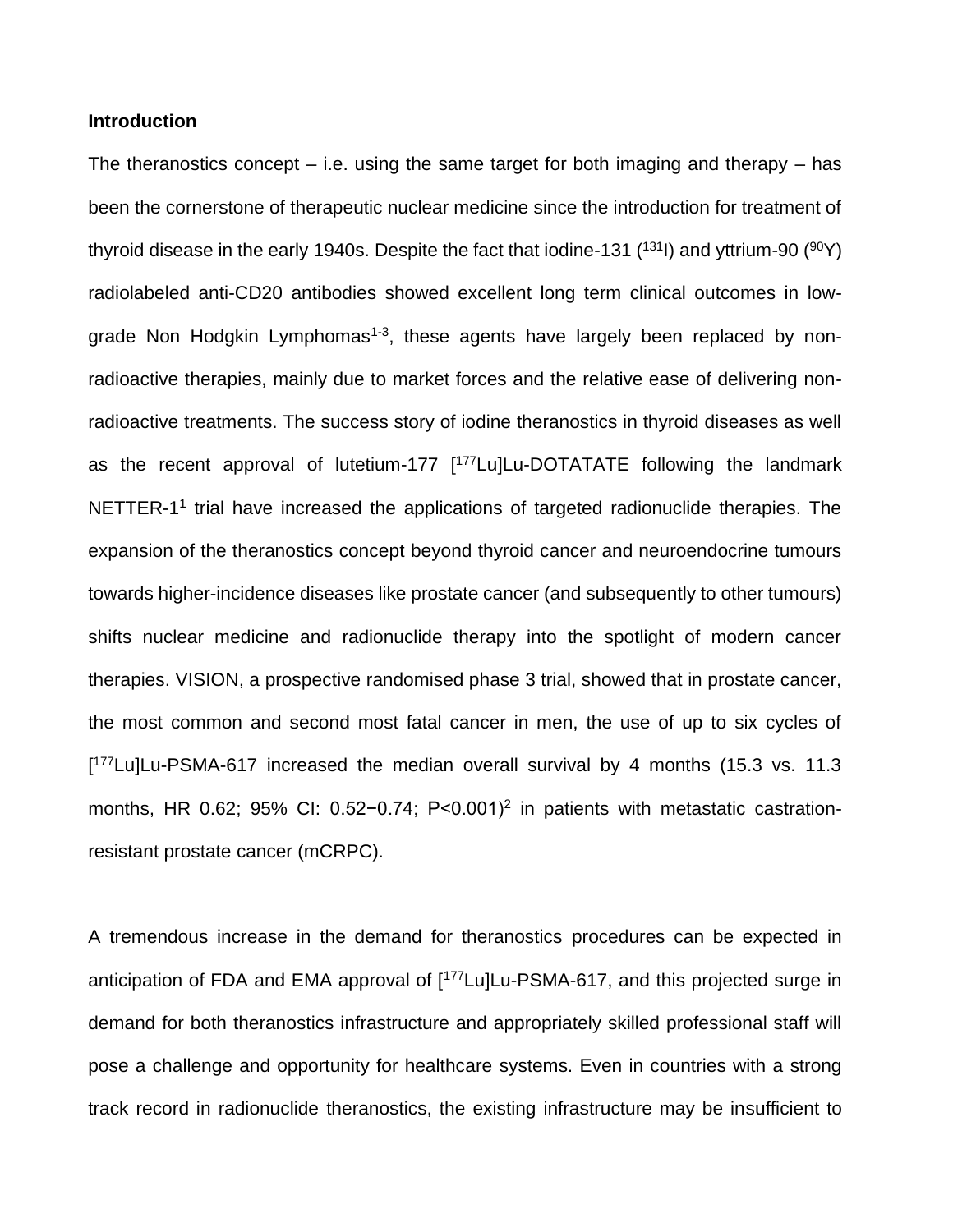**Introduction**

The theranostics concept – i.e. using the same target for both imaging and therapy – has been the cornerstone of therapeutic nuclear medicine since the introduction for treatment of thyroid disease in the early 1940s. Despite the fact that iodine-131 ($^{131}$I) and yttrium-90 ($^{90}$Y) radiolabeled anti-CD20 antibodies showed excellent long term clinical outcomes in low-grade Non Hodgkin Lymphomas[1-3], these agents have largely been replaced by non-radioactive therapies, mainly due to market forces and the relative ease of delivering non-radioactive treatments. The success story of iodine theranostics in thyroid diseases as well as the recent approval of lutetium-177 [$^{177}$Lu]Lu-DOTATATE following the landmark NETTER-1[1] trial have increased the applications of targeted radionuclide therapies. The expansion of the theranostics concept beyond thyroid cancer and neuroendocrine tumours towards higher-incidence diseases like prostate cancer (and subsequently to other tumours) shifts nuclear medicine and radionuclide therapy into the spotlight of modern cancer therapies. VISION, a prospective randomised phase 3 trial, showed that in prostate cancer, the most common and second most fatal cancer in men, the use of up to six cycles of [$^{177}$Lu]Lu-PSMA-617 increased the median overall survival by 4 months (15.3 vs. 11.3 months, HR 0.62; 95% CI: 0.52−0.74; $P<0.001$)[2] in patients with metastatic castration-resistant prostate cancer (mCRPC).

A tremendous increase in the demand for theranostics procedures can be expected in anticipation of FDA and EMA approval of [$^{177}$Lu]Lu-PSMA-617, and this projected surge in demand for both theranostics infrastructure and appropriately skilled professional staff will pose a challenge and opportunity for healthcare systems. Even in countries with a strong track record in radionuclide theranostics, the existing infrastructure may be insufficient to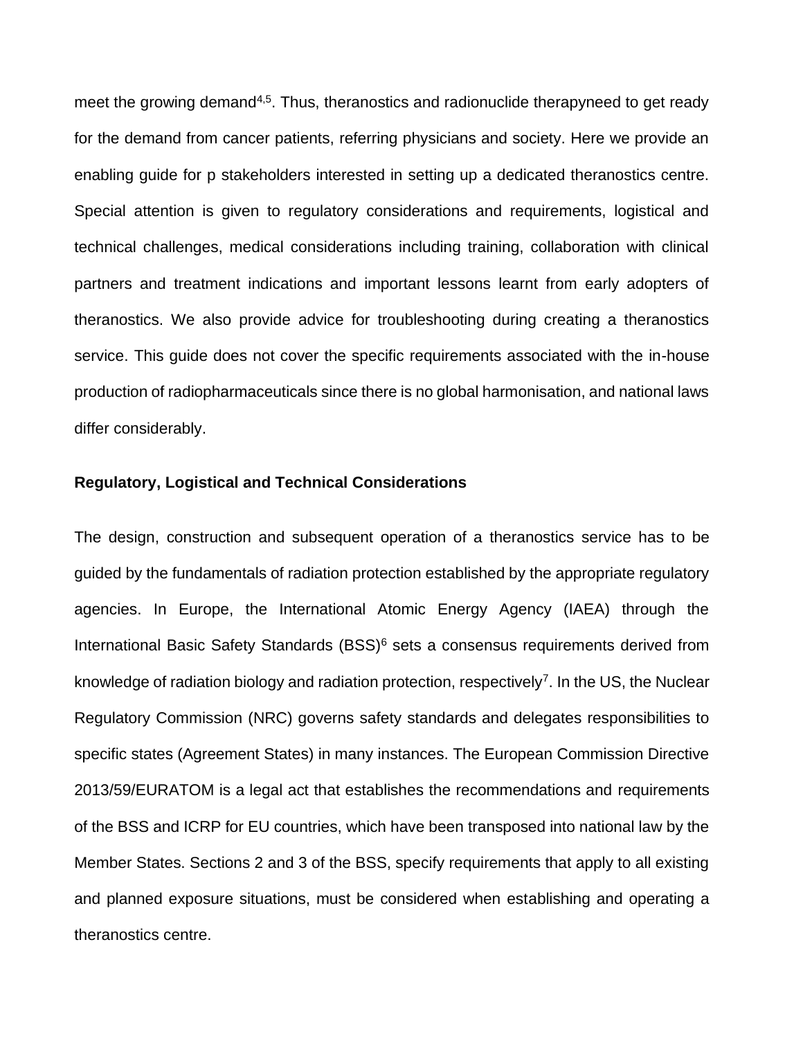meet the growing demand[4,5]. Thus, theranostics and radionuclide therapyneed to get ready for the demand from cancer patients, referring physicians and society. Here we provide an enabling guide for p stakeholders interested in setting up a dedicated theranostics centre. Special attention is given to regulatory considerations and requirements, logistical and technical challenges, medical considerations including training, collaboration with clinical partners and treatment indications and important lessons learnt from early adopters of theranostics. We also provide advice for troubleshooting during creating a theranostics service. This guide does not cover the specific requirements associated with the in-house production of radiopharmaceuticals since there is no global harmonisation, and national laws differ considerably.

**Regulatory, Logistical and Technical Considerations**

The design, construction and subsequent operation of a theranostics service has to be guided by the fundamentals of radiation protection established by the appropriate regulatory agencies. In Europe, the International Atomic Energy Agency (IAEA) through the International Basic Safety Standards (BSS)[6] sets a consensus requirements derived from knowledge of radiation biology and radiation protection, respectively[7]. In the US, the Nuclear Regulatory Commission (NRC) governs safety standards and delegates responsibilities to specific states (Agreement States) in many instances. The European Commission Directive 2013/59/EURATOM is a legal act that establishes the recommendations and requirements of the BSS and ICRP for EU countries, which have been transposed into national law by the Member States. Sections 2 and 3 of the BSS, specify requirements that apply to all existing and planned exposure situations, must be considered when establishing and operating a theranostics centre.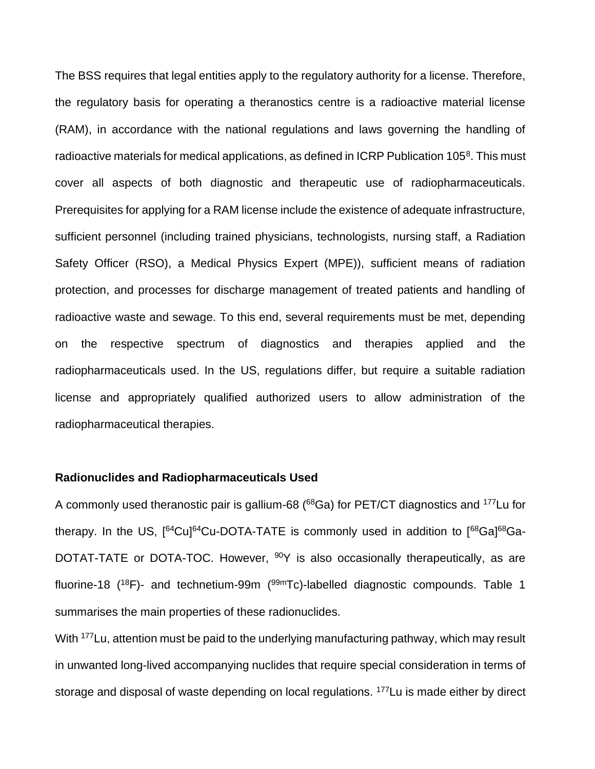The BSS requires that legal entities apply to the regulatory authority for a license. Therefore, the regulatory basis for operating a theranostics centre is a radioactive material license (RAM), in accordance with the national regulations and laws governing the handling of radioactive materials for medical applications, as defined in ICRP Publication 105[8]. This must cover all aspects of both diagnostic and therapeutic use of radiopharmaceuticals. Prerequisites for applying for a RAM license include the existence of adequate infrastructure, sufficient personnel (including trained physicians, technologists, nursing staff, a Radiation Safety Officer (RSO), a Medical Physics Expert (MPE)), sufficient means of radiation protection, and processes for discharge management of treated patients and handling of radioactive waste and sewage. To this end, several requirements must be met, depending on the respective spectrum of diagnostics and therapies applied and the radiopharmaceuticals used. In the US, regulations differ, but require a suitable radiation license and appropriately qualified authorized users to allow administration of the radiopharmaceutical therapies.

**Radionuclides and Radiopharmaceuticals Used**

A commonly used theranostic pair is gallium-68 ($^{68}$Ga) for PET/CT diagnostics and $^{177}$Lu for therapy. In the US, [$^{64}$Cu]$^{64}$Cu-DOTA-TATE is commonly used in addition to [$^{68}$Ga]$^{68}$Ga-DOTAT-TATE or DOTA-TOC. However, $^{90}$Y is also occasionally therapeutically, as are fluorine-18 ($^{18}$F)- and technetium-99m ($^{99m}$Tc)-labelled diagnostic compounds. Table 1 summarises the main properties of these radionuclides.

With $^{177}$Lu, attention must be paid to the underlying manufacturing pathway, which may result in unwanted long-lived accompanying nuclides that require special consideration in terms of storage and disposal of waste depending on local regulations. $^{177}$Lu is made either by direct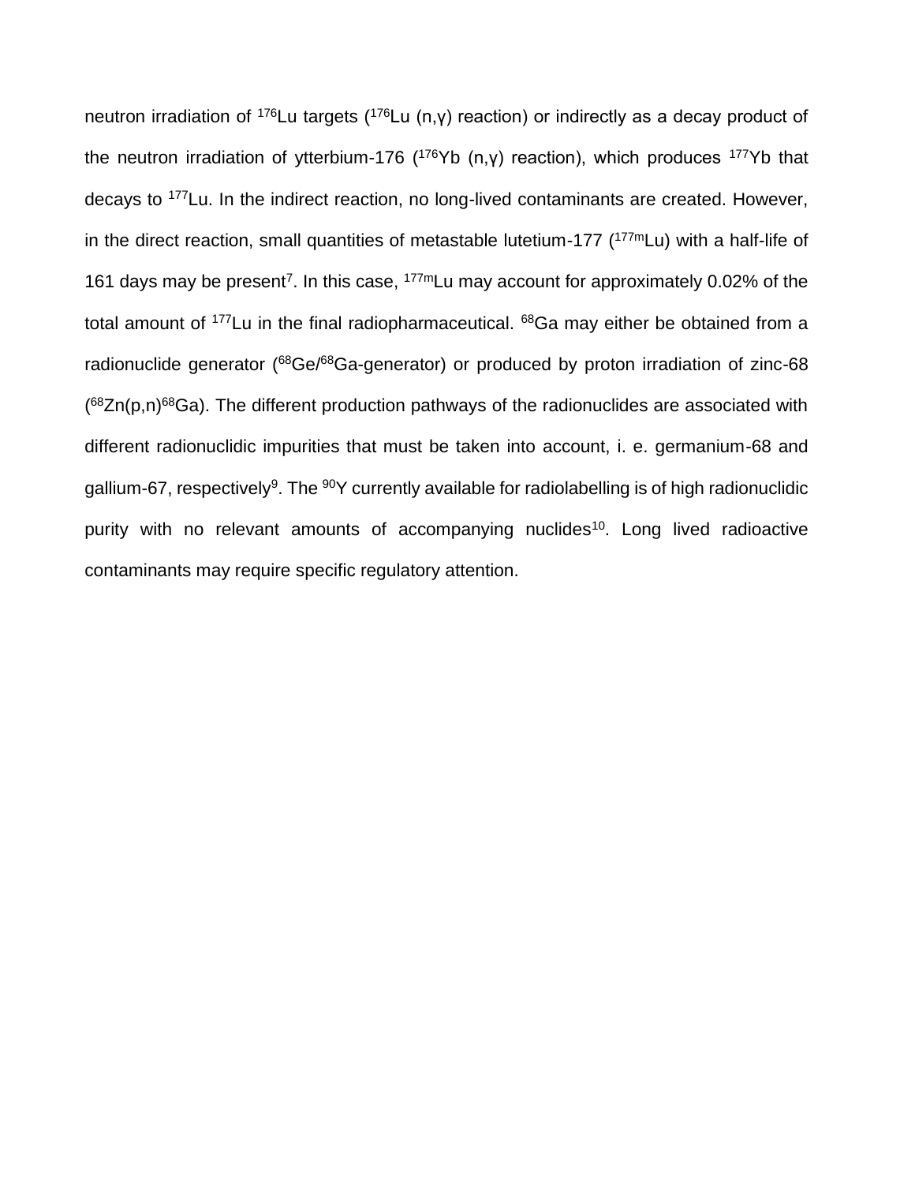neutron irradiation of $^{176}Lu$ targets ($^{176}Lu$ (n,γ) reaction) or indirectly as a decay product of the neutron irradiation of ytterbium-176 ($^{176}Yb$ (n,γ) reaction), which produces $^{177}Yb$ that decays to $^{177}Lu$. In the indirect reaction, no long-lived contaminants are created. However, in the direct reaction, small quantities of metastable lutetium-177 ($^{177m}Lu$) with a half-life of 161 days may be present[7]. In this case, $^{177m}Lu$ may account for approximately 0.02% of the total amount of $^{177}Lu$ in the final radiopharmaceutical. $^{68}Ga$ may either be obtained from a radionuclide generator ($^{68}Ge/^{68}Ga$-generator) or produced by proton irradiation of zinc-68 ($^{68}Zn(p,n)^{68}Ga$). The different production pathways of the radionuclides are associated with different radionuclidic impurities that must be taken into account, i. e. germanium-68 and gallium-67, respectively[9]. The $^{90}Y$ currently available for radiolabelling is of high radionuclidic purity with no relevant amounts of accompanying nuclides[10]. Long lived radioactive contaminants may require specific regulatory attention.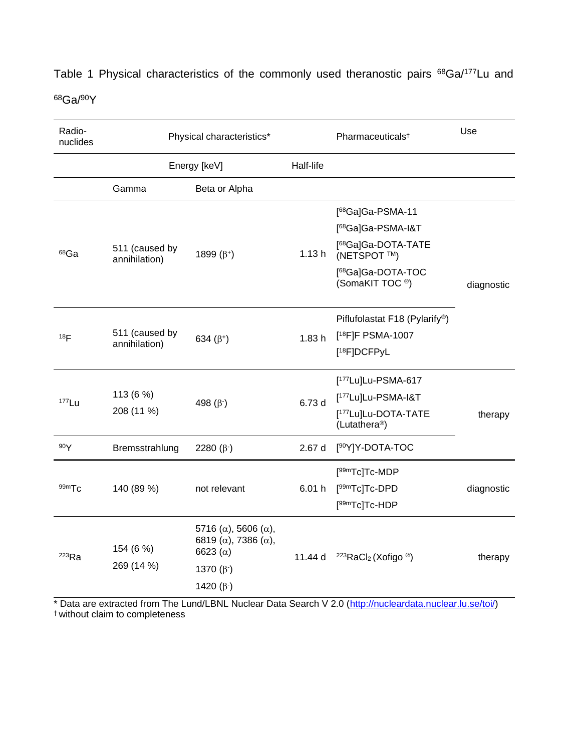Table 1 Physical characteristics of the commonly used theranostic pairs $^{68}Ga/^{177}Lu$ and $^{68}Ga/^{90}Y$

| Radio-nuclides | Physical characteristics* | | | Pharmaceuticals† | Use |
|---|---|---|---|---|---|
| | Energy [keV] | | Half-life | | |
| | Gamma | Beta or Alpha | | | |
| $^{68}Ga$ | 511 (caused by annihilation) | 1899 ($\beta^+$) | 1.13 h | [$^{68}$Ga]Ga-PSMA-11<br>[$^{68}$Ga]Ga-PSMA-I&T<br>[$^{68}$Ga]Ga-DOTA-TATE (NETSPOT ™)<br>[$^{68}$Ga]Ga-DOTA-TOC (SomaKIT TOC ®) | diagnostic |
| $^{18}F$ | 511 (caused by annihilation) | 634 ($\beta^+$) | 1.83 h | Piflufolastat F18 (Pylarify®)<br>[$^{18}$F]F PSMA-1007<br>[$^{18}$F]DCFPyL | diagnostic |
| $^{177}Lu$ | 113 (6 %)<br>208 (11 %) | 498 ($\beta^-$) | 6.73 d | [$^{177}$Lu]Lu-PSMA-617<br>[$^{177}$Lu]Lu-PSMA-I&T<br>[$^{177}$Lu]Lu-DOTA-TATE (Lutathera®) | therapy |
| $^{90}Y$ | Bremsstrahlung | 2280 ($\beta^-$) | 2.67 d | [$^{90}$Y]Y-DOTA-TOC | therapy |
| $^{99m}Tc$ | 140 (89 %) | not relevant | 6.01 h | [$^{99m}$Tc]Tc-MDP<br>[$^{99m}$Tc]Tc-DPD<br>[$^{99m}$Tc]Tc-HDP | diagnostic |
| $^{223}Ra$ | 154 (6 %)<br>269 (14 %) | 5716 ($\alpha$), 5606 ($\alpha$), 6819 ($\alpha$), 7386 ($\alpha$), 6623 ($\alpha$)<br>1370 ($\beta^-$)<br>1420 ($\beta^-$) | 11.44 d | $^{223}RaCl_2$ (Xofigo ®) | therapy |

* Data are extracted from The Lund/LBNL Nuclear Data Search V 2.0 (http://nucleardata.nuclear.lu.se/toi/)
† without claim to completeness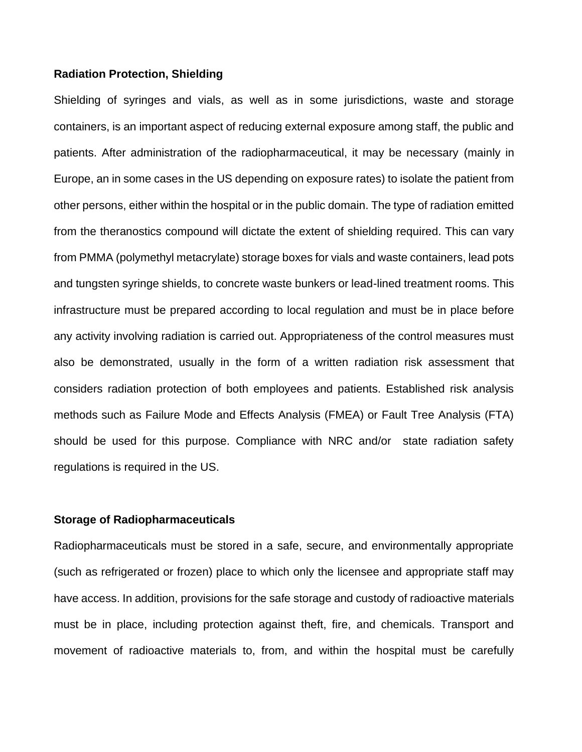**Radiation Protection, Shielding**

Shielding of syringes and vials, as well as in some jurisdictions, waste and storage containers, is an important aspect of reducing external exposure among staff, the public and patients. After administration of the radiopharmaceutical, it may be necessary (mainly in Europe, an in some cases in the US depending on exposure rates) to isolate the patient from other persons, either within the hospital or in the public domain. The type of radiation emitted from the theranostics compound will dictate the extent of shielding required. This can vary from PMMA (polymethyl metacrylate) storage boxes for vials and waste containers, lead pots and tungsten syringe shields, to concrete waste bunkers or lead-lined treatment rooms. This infrastructure must be prepared according to local regulation and must be in place before any activity involving radiation is carried out. Appropriateness of the control measures must also be demonstrated, usually in the form of a written radiation risk assessment that considers radiation protection of both employees and patients. Established risk analysis methods such as Failure Mode and Effects Analysis (FMEA) or Fault Tree Analysis (FTA) should be used for this purpose. Compliance with NRC and/or state radiation safety regulations is required in the US.

**Storage of Radiopharmaceuticals**

Radiopharmaceuticals must be stored in a safe, secure, and environmentally appropriate (such as refrigerated or frozen) place to which only the licensee and appropriate staff may have access. In addition, provisions for the safe storage and custody of radioactive materials must be in place, including protection against theft, fire, and chemicals. Transport and movement of radioactive materials to, from, and within the hospital must be carefully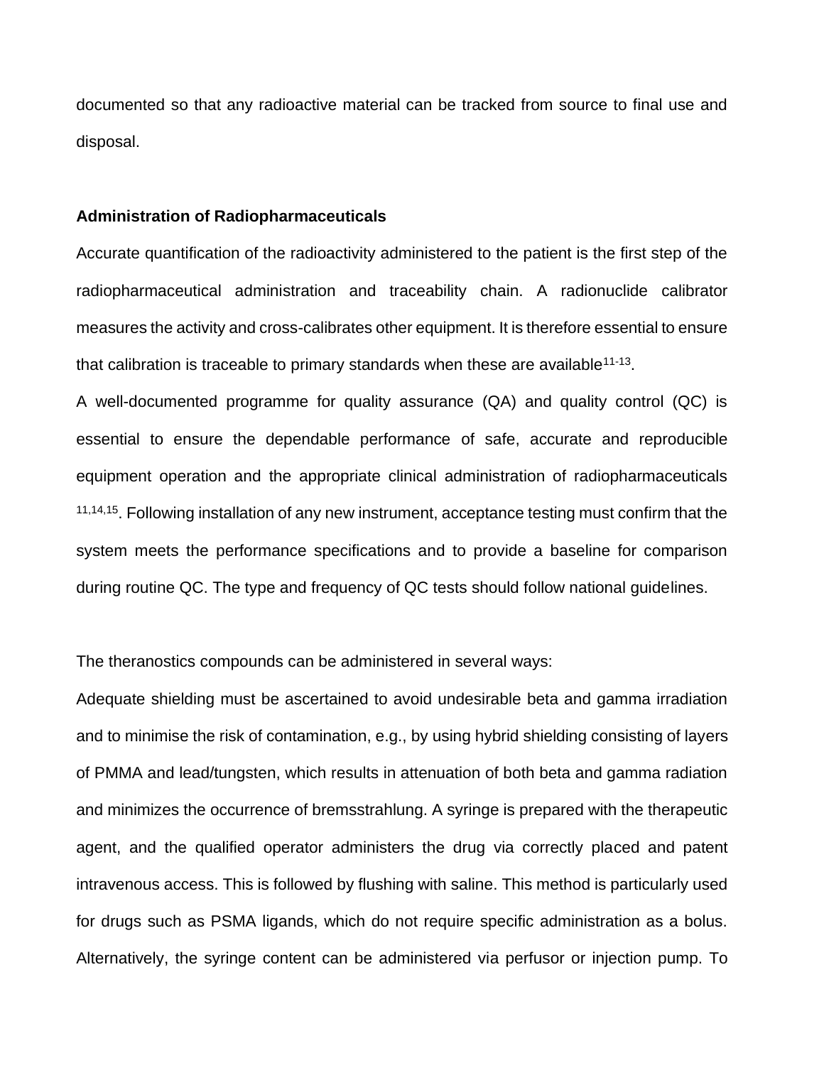documented so that any radioactive material can be tracked from source to final use and disposal.

**Administration of Radiopharmaceuticals**

Accurate quantification of the radioactivity administered to the patient is the first step of the radiopharmaceutical administration and traceability chain. A radionuclide calibrator measures the activity and cross-calibrates other equipment. It is therefore essential to ensure that calibration is traceable to primary standards when these are available[11-13].

A well-documented programme for quality assurance (QA) and quality control (QC) is essential to ensure the dependable performance of safe, accurate and reproducible equipment operation and the appropriate clinical administration of radiopharmaceuticals [11,14,15]. Following installation of any new instrument, acceptance testing must confirm that the system meets the performance specifications and to provide a baseline for comparison during routine QC. The type and frequency of QC tests should follow national guidelines.

The theranostics compounds can be administered in several ways:

Adequate shielding must be ascertained to avoid undesirable beta and gamma irradiation and to minimise the risk of contamination, e.g., by using hybrid shielding consisting of layers of PMMA and lead/tungsten, which results in attenuation of both beta and gamma radiation and minimizes the occurrence of bremsstrahlung. A syringe is prepared with the therapeutic agent, and the qualified operator administers the drug via correctly placed and patent intravenous access. This is followed by flushing with saline. This method is particularly used for drugs such as PSMA ligands, which do not require specific administration as a bolus. Alternatively, the syringe content can be administered via perfusor or injection pump. To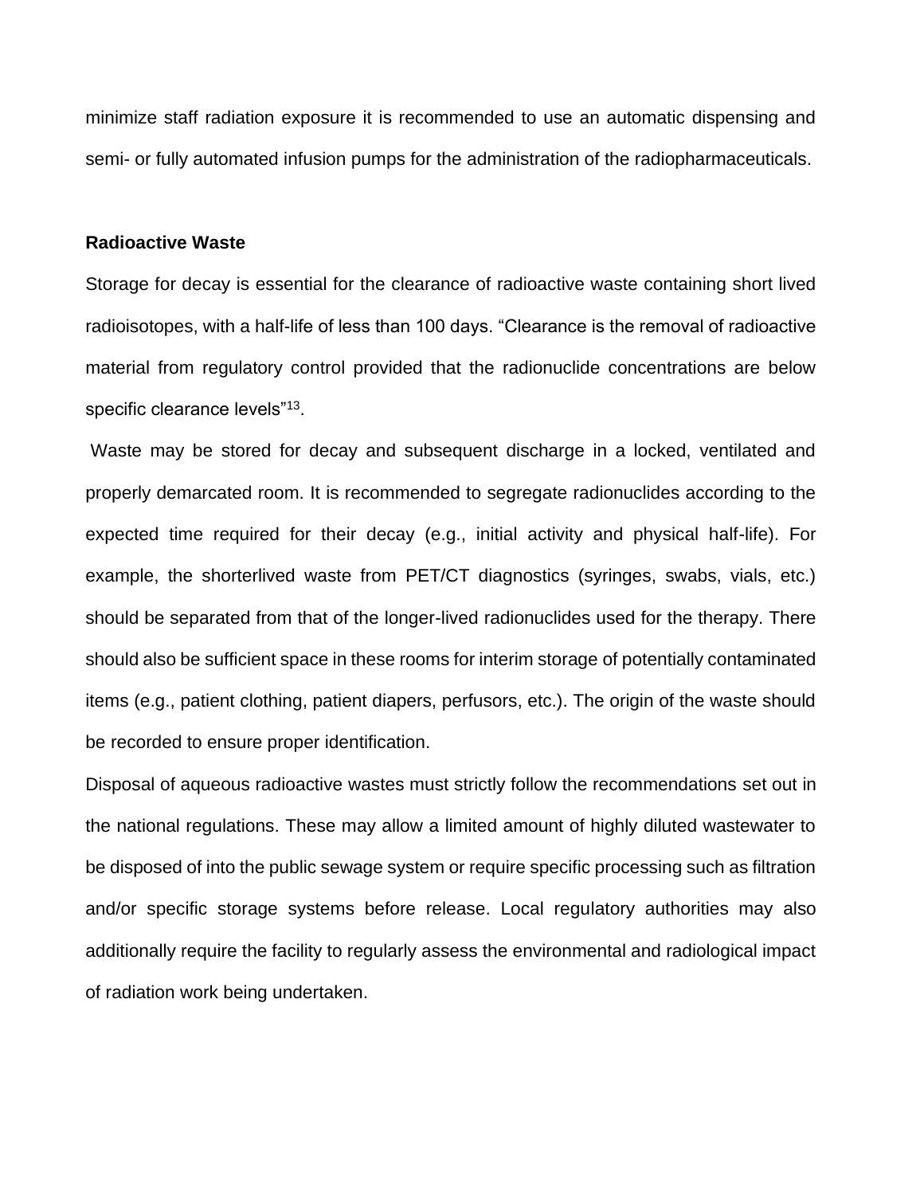minimize staff radiation exposure it is recommended to use an automatic dispensing and semi- or fully automated infusion pumps for the administration of the radiopharmaceuticals.

**Radioactive Waste**

Storage for decay is essential for the clearance of radioactive waste containing short lived radioisotopes, with a half-life of less than 100 days. “Clearance is the removal of radioactive material from regulatory control provided that the radionuclide concentrations are below specific clearance levels”[13].

Waste may be stored for decay and subsequent discharge in a locked, ventilated and properly demarcated room. It is recommended to segregate radionuclides according to the expected time required for their decay (e.g., initial activity and physical half-life). For example, the shorterlived waste from PET/CT diagnostics (syringes, swabs, vials, etc.) should be separated from that of the longer-lived radionuclides used for the therapy. There should also be sufficient space in these rooms for interim storage of potentially contaminated items (e.g., patient clothing, patient diapers, perfusors, etc.). The origin of the waste should be recorded to ensure proper identification.

Disposal of aqueous radioactive wastes must strictly follow the recommendations set out in the national regulations. These may allow a limited amount of highly diluted wastewater to be disposed of into the public sewage system or require specific processing such as filtration and/or specific storage systems before release. Local regulatory authorities may also additionally require the facility to regularly assess the environmental and radiological impact of radiation work being undertaken.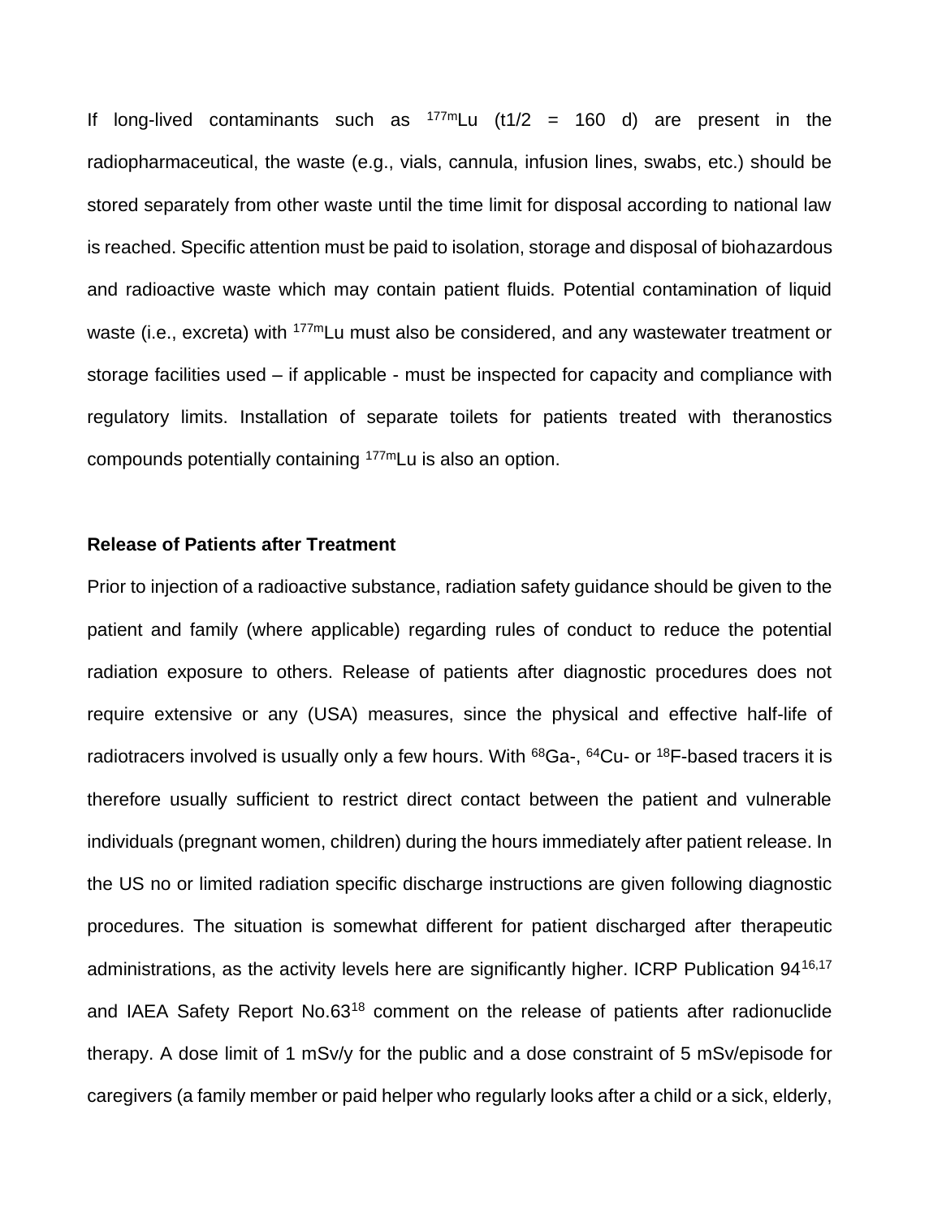If long-lived contaminants such as $^{177m}$Lu (t1/2 = 160 d) are present in the radiopharmaceutical, the waste (e.g., vials, cannula, infusion lines, swabs, etc.) should be stored separately from other waste until the time limit for disposal according to national law is reached. Specific attention must be paid to isolation, storage and disposal of biohazardous and radioactive waste which may contain patient fluids. Potential contamination of liquid waste (i.e., excreta) with $^{177m}$Lu must also be considered, and any wastewater treatment or storage facilities used – if applicable - must be inspected for capacity and compliance with regulatory limits. Installation of separate toilets for patients treated with theranostics compounds potentially containing $^{177m}$Lu is also an option.

## Release of Patients after Treatment

Prior to injection of a radioactive substance, radiation safety guidance should be given to the patient and family (where applicable) regarding rules of conduct to reduce the potential radiation exposure to others. Release of patients after diagnostic procedures does not require extensive or any (USA) measures, since the physical and effective half-life of radiotracers involved is usually only a few hours. With $^{68}$Ga-, $^{64}$Cu- or $^{18}$F-based tracers it is therefore usually sufficient to restrict direct contact between the patient and vulnerable individuals (pregnant women, children) during the hours immediately after patient release. In the US no or limited radiation specific discharge instructions are given following diagnostic procedures. The situation is somewhat different for patient discharged after therapeutic administrations, as the activity levels here are significantly higher. ICRP Publication 94[16,17] and IAEA Safety Report No.63[18] comment on the release of patients after radionuclide therapy. A dose limit of 1 mSv/y for the public and a dose constraint of 5 mSv/episode for caregivers (a family member or paid helper who regularly looks after a child or a sick, elderly,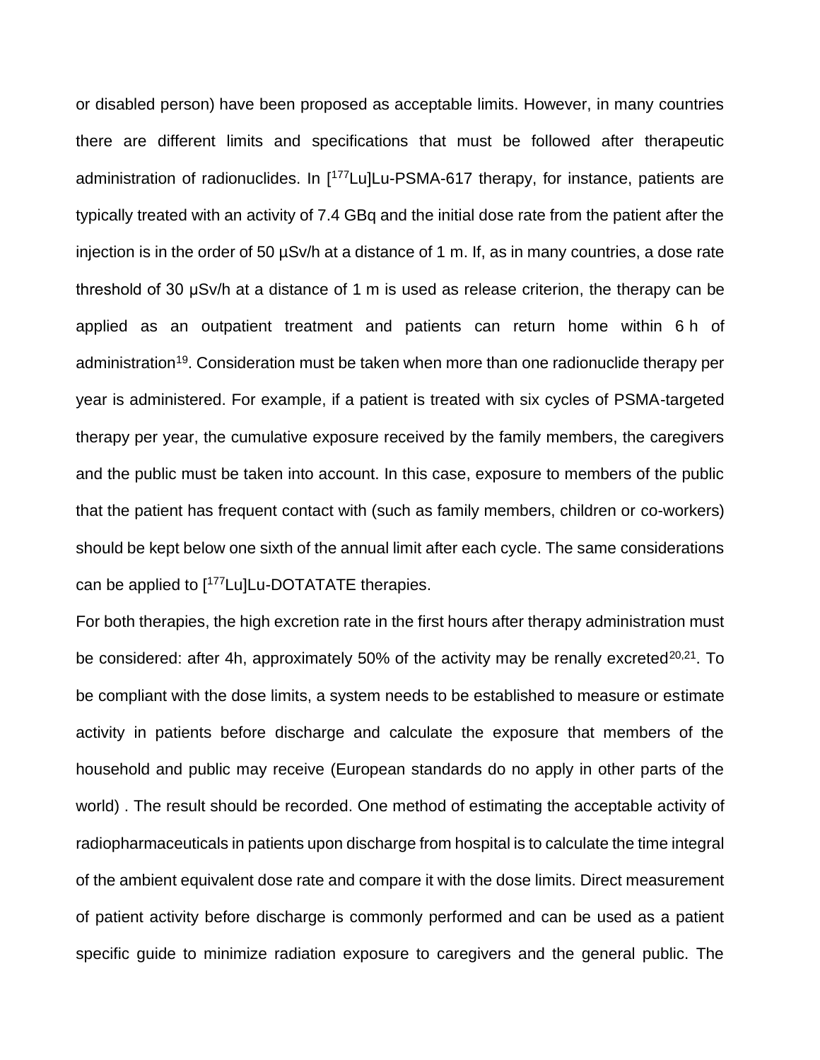or disabled person) have been proposed as acceptable limits. However, in many countries there are different limits and specifications that must be followed after therapeutic administration of radionuclides. In [$^{177}$Lu]Lu-PSMA-617 therapy, for instance, patients are typically treated with an activity of 7.4 GBq and the initial dose rate from the patient after the injection is in the order of 50 µSv/h at a distance of 1 m. If, as in many countries, a dose rate threshold of 30 µSv/h at a distance of 1 m is used as release criterion, the therapy can be applied as an outpatient treatment and patients can return home within 6 h of administration[19]. Consideration must be taken when more than one radionuclide therapy per year is administered. For example, if a patient is treated with six cycles of PSMA-targeted therapy per year, the cumulative exposure received by the family members, the caregivers and the public must be taken into account. In this case, exposure to members of the public that the patient has frequent contact with (such as family members, children or co-workers) should be kept below one sixth of the annual limit after each cycle. The same considerations can be applied to [$^{177}$Lu]Lu-DOTATATE therapies.

For both therapies, the high excretion rate in the first hours after therapy administration must be considered: after 4h, approximately 50% of the activity may be renally excreted[20,21]. To be compliant with the dose limits, a system needs to be established to measure or estimate activity in patients before discharge and calculate the exposure that members of the household and public may receive (European standards do no apply in other parts of the world) . The result should be recorded. One method of estimating the acceptable activity of radiopharmaceuticals in patients upon discharge from hospital is to calculate the time integral of the ambient equivalent dose rate and compare it with the dose limits. Direct measurement of patient activity before discharge is commonly performed and can be used as a patient specific guide to minimize radiation exposure to caregivers and the general public. The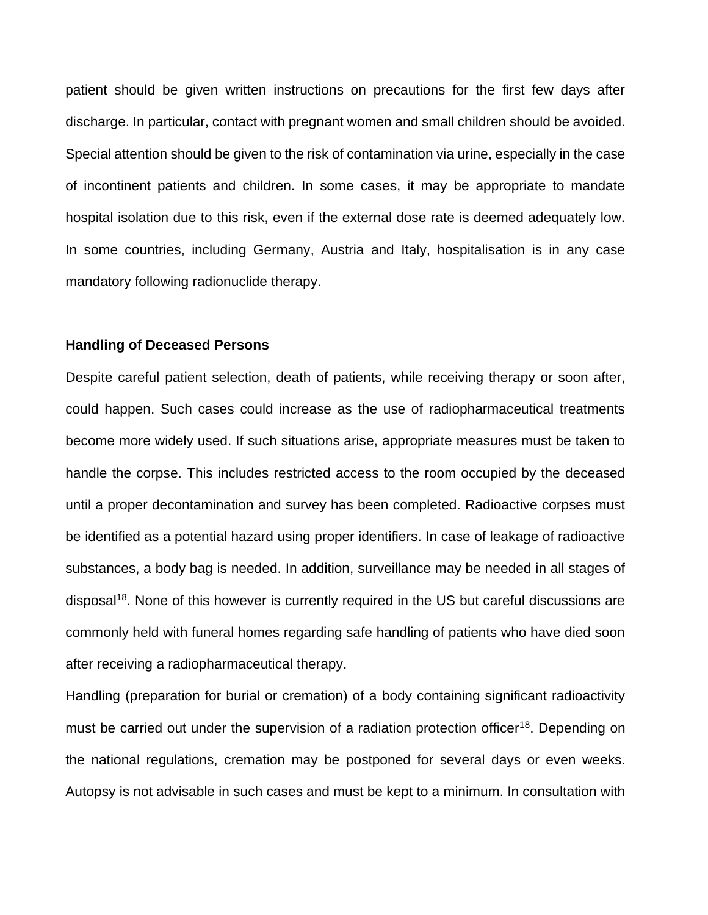patient should be given written instructions on precautions for the first few days after discharge. In particular, contact with pregnant women and small children should be avoided. Special attention should be given to the risk of contamination via urine, especially in the case of incontinent patients and children. In some cases, it may be appropriate to mandate hospital isolation due to this risk, even if the external dose rate is deemed adequately low. In some countries, including Germany, Austria and Italy, hospitalisation is in any case mandatory following radionuclide therapy.

**Handling of Deceased Persons**

Despite careful patient selection, death of patients, while receiving therapy or soon after, could happen. Such cases could increase as the use of radiopharmaceutical treatments become more widely used. If such situations arise, appropriate measures must be taken to handle the corpse. This includes restricted access to the room occupied by the deceased until a proper decontamination and survey has been completed. Radioactive corpses must be identified as a potential hazard using proper identifiers. In case of leakage of radioactive substances, a body bag is needed. In addition, surveillance may be needed in all stages of disposal[18]. None of this however is currently required in the US but careful discussions are commonly held with funeral homes regarding safe handling of patients who have died soon after receiving a radiopharmaceutical therapy.

Handling (preparation for burial or cremation) of a body containing significant radioactivity must be carried out under the supervision of a radiation protection officer[18]. Depending on the national regulations, cremation may be postponed for several days or even weeks. Autopsy is not advisable in such cases and must be kept to a minimum. In consultation with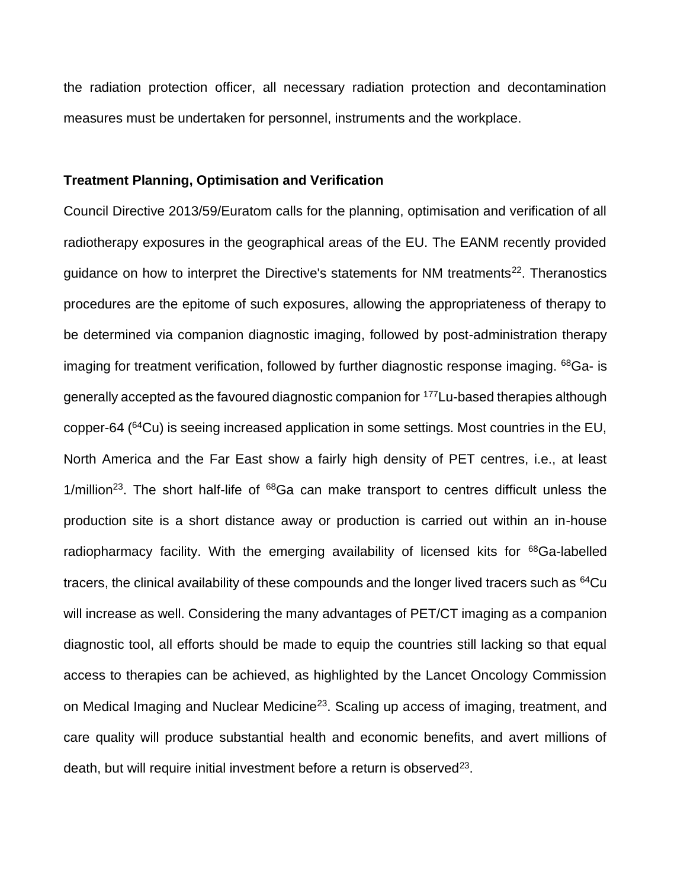the radiation protection officer, all necessary radiation protection and decontamination measures must be undertaken for personnel, instruments and the workplace.

**Treatment Planning, Optimisation and Verification**

Council Directive 2013/59/Euratom calls for the planning, optimisation and verification of all radiotherapy exposures in the geographical areas of the EU. The EANM recently provided guidance on how to interpret the Directive's statements for NM treatments[22]. Theranostics procedures are the epitome of such exposures, allowing the appropriateness of therapy to be determined via companion diagnostic imaging, followed by post-administration therapy imaging for treatment verification, followed by further diagnostic response imaging. $^{68}$Ga- is generally accepted as the favoured diagnostic companion for $^{177}$Lu-based therapies although copper-64 ($^{64}$Cu) is seeing increased application in some settings. Most countries in the EU, North America and the Far East show a fairly high density of PET centres, i.e., at least 1/million[23]. The short half-life of $^{68}$Ga can make transport to centres difficult unless the production site is a short distance away or production is carried out within an in-house radiopharmacy facility. With the emerging availability of licensed kits for $^{68}$Ga-labelled tracers, the clinical availability of these compounds and the longer lived tracers such as $^{64}$Cu will increase as well. Considering the many advantages of PET/CT imaging as a companion diagnostic tool, all efforts should be made to equip the countries still lacking so that equal access to therapies can be achieved, as highlighted by the Lancet Oncology Commission on Medical Imaging and Nuclear Medicine[23]. Scaling up access of imaging, treatment, and care quality will produce substantial health and economic benefits, and avert millions of death, but will require initial investment before a return is observed[23].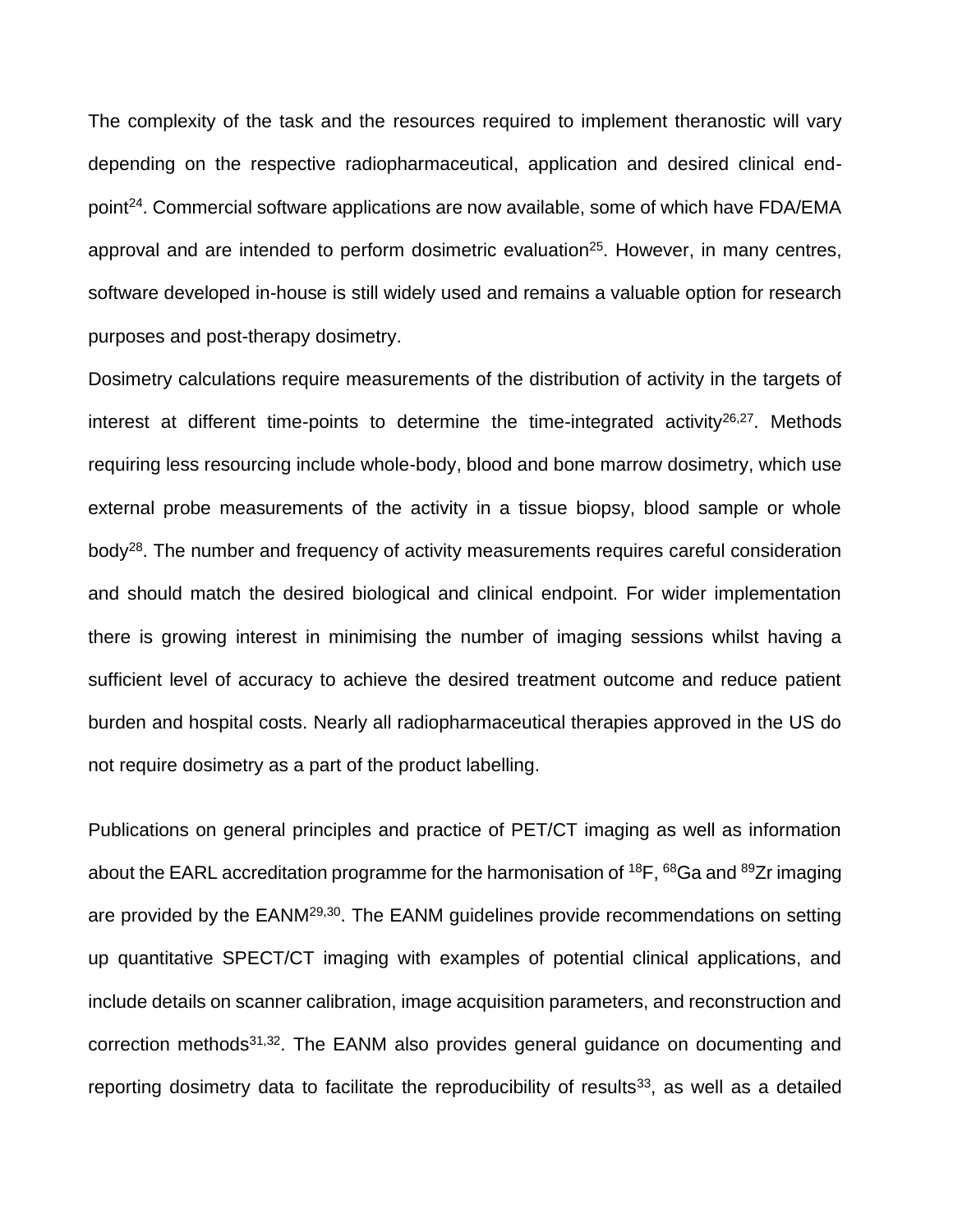The complexity of the task and the resources required to implement theranostic will vary depending on the respective radiopharmaceutical, application and desired clinical end-point[24]. Commercial software applications are now available, some of which have FDA/EMA approval and are intended to perform dosimetric evaluation[25]. However, in many centres, software developed in-house is still widely used and remains a valuable option for research purposes and post-therapy dosimetry.

Dosimetry calculations require measurements of the distribution of activity in the targets of interest at different time-points to determine the time-integrated activity[26,27]. Methods requiring less resourcing include whole-body, blood and bone marrow dosimetry, which use external probe measurements of the activity in a tissue biopsy, blood sample or whole body[28]. The number and frequency of activity measurements requires careful consideration and should match the desired biological and clinical endpoint. For wider implementation there is growing interest in minimising the number of imaging sessions whilst having a sufficient level of accuracy to achieve the desired treatment outcome and reduce patient burden and hospital costs. Nearly all radiopharmaceutical therapies approved in the US do not require dosimetry as a part of the product labelling.

Publications on general principles and practice of PET/CT imaging as well as information about the EARL accreditation programme for the harmonisation of $^{18}$F, $^{68}$Ga and $^{89}$Zr imaging are provided by the EANM[29,30]. The EANM guidelines provide recommendations on setting up quantitative SPECT/CT imaging with examples of potential clinical applications, and include details on scanner calibration, image acquisition parameters, and reconstruction and correction methods[31,32]. The EANM also provides general guidance on documenting and reporting dosimetry data to facilitate the reproducibility of results[33], as well as a detailed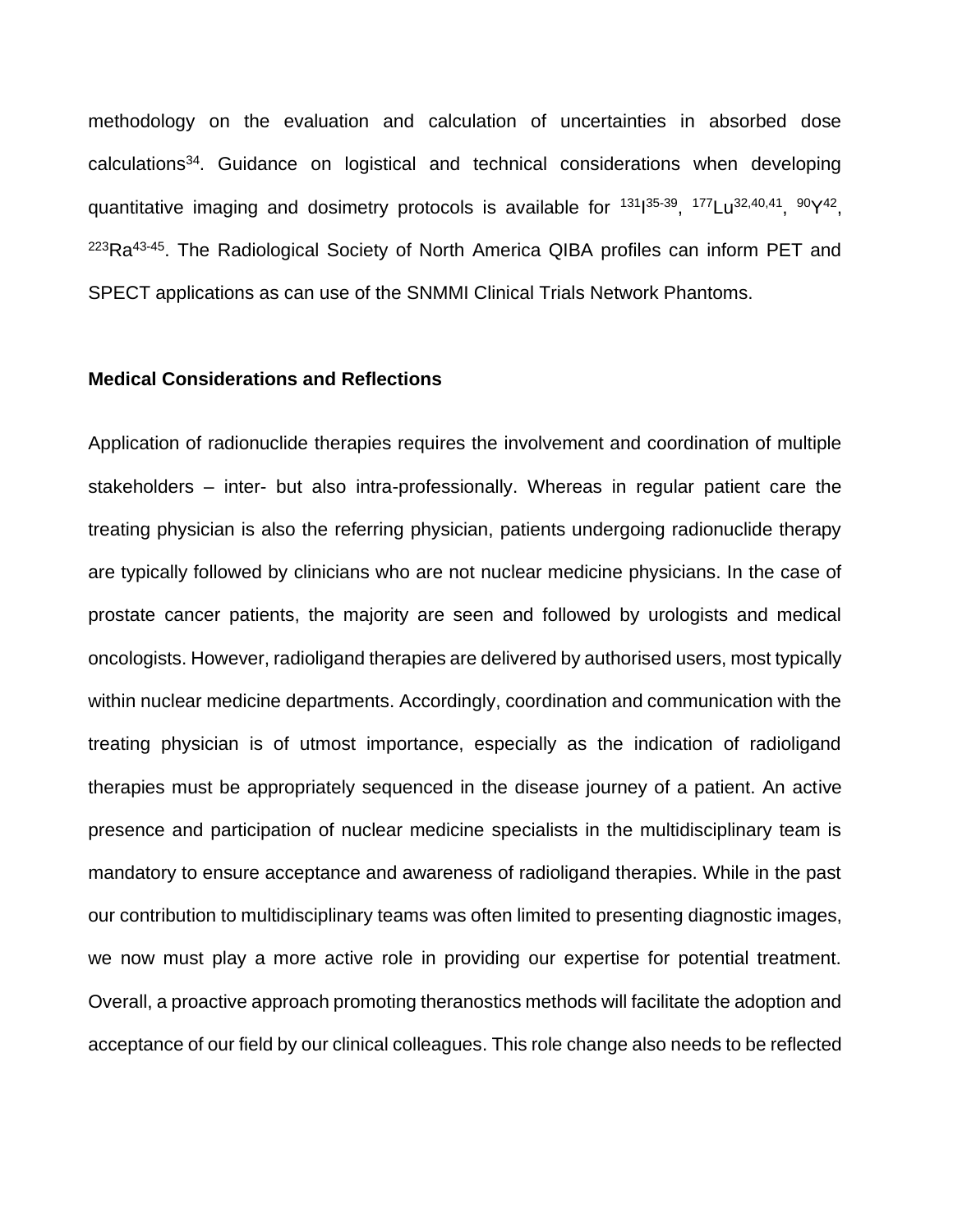methodology on the evaluation and calculation of uncertainties in absorbed dose calculations[34]. Guidance on logistical and technical considerations when developing quantitative imaging and dosimetry protocols is available for $^{131}$I[35-39], $^{177}$Lu[32,40,41], $^{90}$Y[42], $^{223}$Ra[43-45]. The Radiological Society of North America QIBA profiles can inform PET and SPECT applications as can use of the SNMMI Clinical Trials Network Phantoms.

**Medical Considerations and Reflections**

Application of radionuclide therapies requires the involvement and coordination of multiple stakeholders – inter- but also intra-professionally. Whereas in regular patient care the treating physician is also the referring physician, patients undergoing radionuclide therapy are typically followed by clinicians who are not nuclear medicine physicians. In the case of prostate cancer patients, the majority are seen and followed by urologists and medical oncologists. However, radioligand therapies are delivered by authorised users, most typically within nuclear medicine departments. Accordingly, coordination and communication with the treating physician is of utmost importance, especially as the indication of radioligand therapies must be appropriately sequenced in the disease journey of a patient. An active presence and participation of nuclear medicine specialists in the multidisciplinary team is mandatory to ensure acceptance and awareness of radioligand therapies. While in the past our contribution to multidisciplinary teams was often limited to presenting diagnostic images, we now must play a more active role in providing our expertise for potential treatment. Overall, a proactive approach promoting theranostics methods will facilitate the adoption and acceptance of our field by our clinical colleagues. This role change also needs to be reflected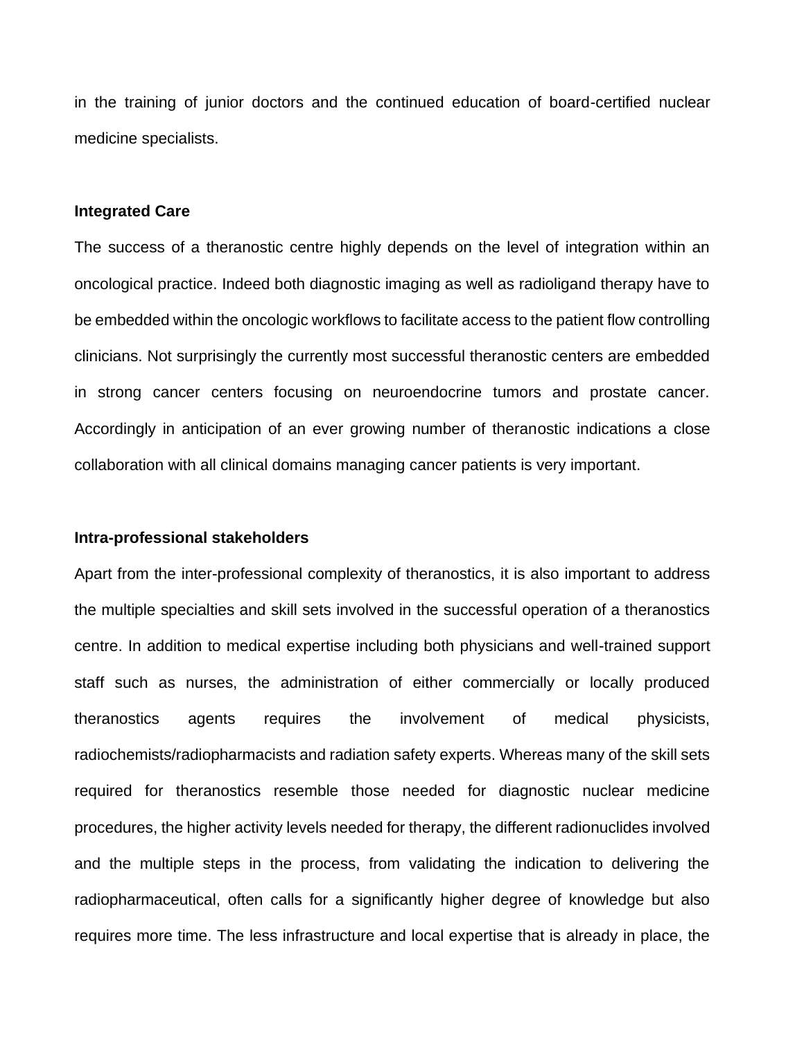in the training of junior doctors and the continued education of board-certified nuclear medicine specialists.

**Integrated Care**

The success of a theranostic centre highly depends on the level of integration within an oncological practice. Indeed both diagnostic imaging as well as radioligand therapy have to be embedded within the oncologic workflows to facilitate access to the patient flow controlling clinicians. Not surprisingly the currently most successful theranostic centers are embedded in strong cancer centers focusing on neuroendocrine tumors and prostate cancer. Accordingly in anticipation of an ever growing number of theranostic indications a close collaboration with all clinical domains managing cancer patients is very important.

**Intra-professional stakeholders**

Apart from the inter-professional complexity of theranostics, it is also important to address the multiple specialties and skill sets involved in the successful operation of a theranostics centre. In addition to medical expertise including both physicians and well-trained support staff such as nurses, the administration of either commercially or locally produced theranostics agents requires the involvement of medical physicists, radiochemists/radiopharmacists and radiation safety experts. Whereas many of the skill sets required for theranostics resemble those needed for diagnostic nuclear medicine procedures, the higher activity levels needed for therapy, the different radionuclides involved and the multiple steps in the process, from validating the indication to delivering the radiopharmaceutical, often calls for a significantly higher degree of knowledge but also requires more time. The less infrastructure and local expertise that is already in place, the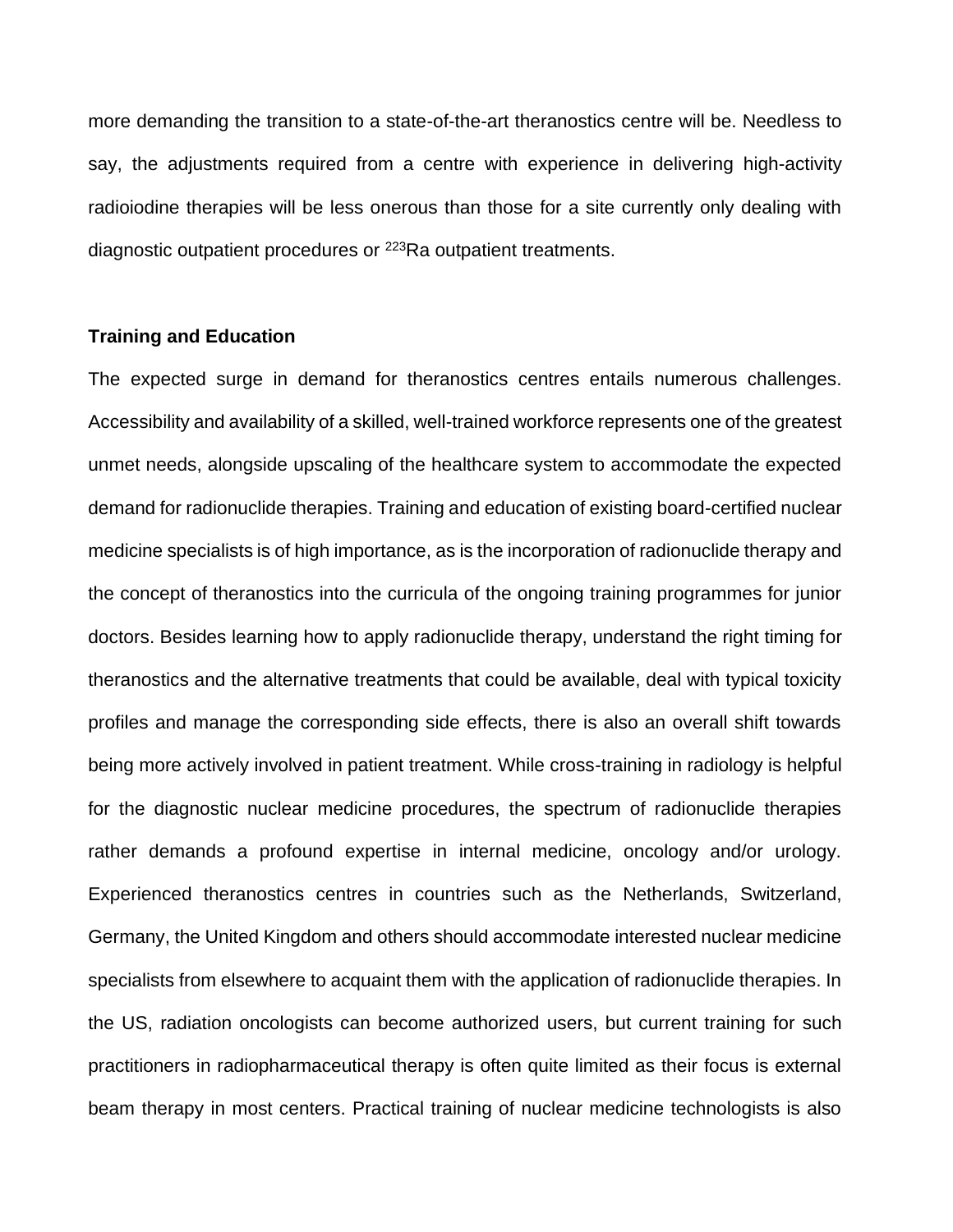more demanding the transition to a state-of-the-art theranostics centre will be. Needless to say, the adjustments required from a centre with experience in delivering high-activity radioiodine therapies will be less onerous than those for a site currently only dealing with diagnostic outpatient procedures or $^{223}$Ra outpatient treatments.

**Training and Education**

The expected surge in demand for theranostics centres entails numerous challenges. Accessibility and availability of a skilled, well-trained workforce represents one of the greatest unmet needs, alongside upscaling of the healthcare system to accommodate the expected demand for radionuclide therapies. Training and education of existing board-certified nuclear medicine specialists is of high importance, as is the incorporation of radionuclide therapy and the concept of theranostics into the curricula of the ongoing training programmes for junior doctors. Besides learning how to apply radionuclide therapy, understand the right timing for theranostics and the alternative treatments that could be available, deal with typical toxicity profiles and manage the corresponding side effects, there is also an overall shift towards being more actively involved in patient treatment. While cross-training in radiology is helpful for the diagnostic nuclear medicine procedures, the spectrum of radionuclide therapies rather demands a profound expertise in internal medicine, oncology and/or urology. Experienced theranostics centres in countries such as the Netherlands, Switzerland, Germany, the United Kingdom and others should accommodate interested nuclear medicine specialists from elsewhere to acquaint them with the application of radionuclide therapies. In the US, radiation oncologists can become authorized users, but current training for such practitioners in radiopharmaceutical therapy is often quite limited as their focus is external beam therapy in most centers. Practical training of nuclear medicine technologists is also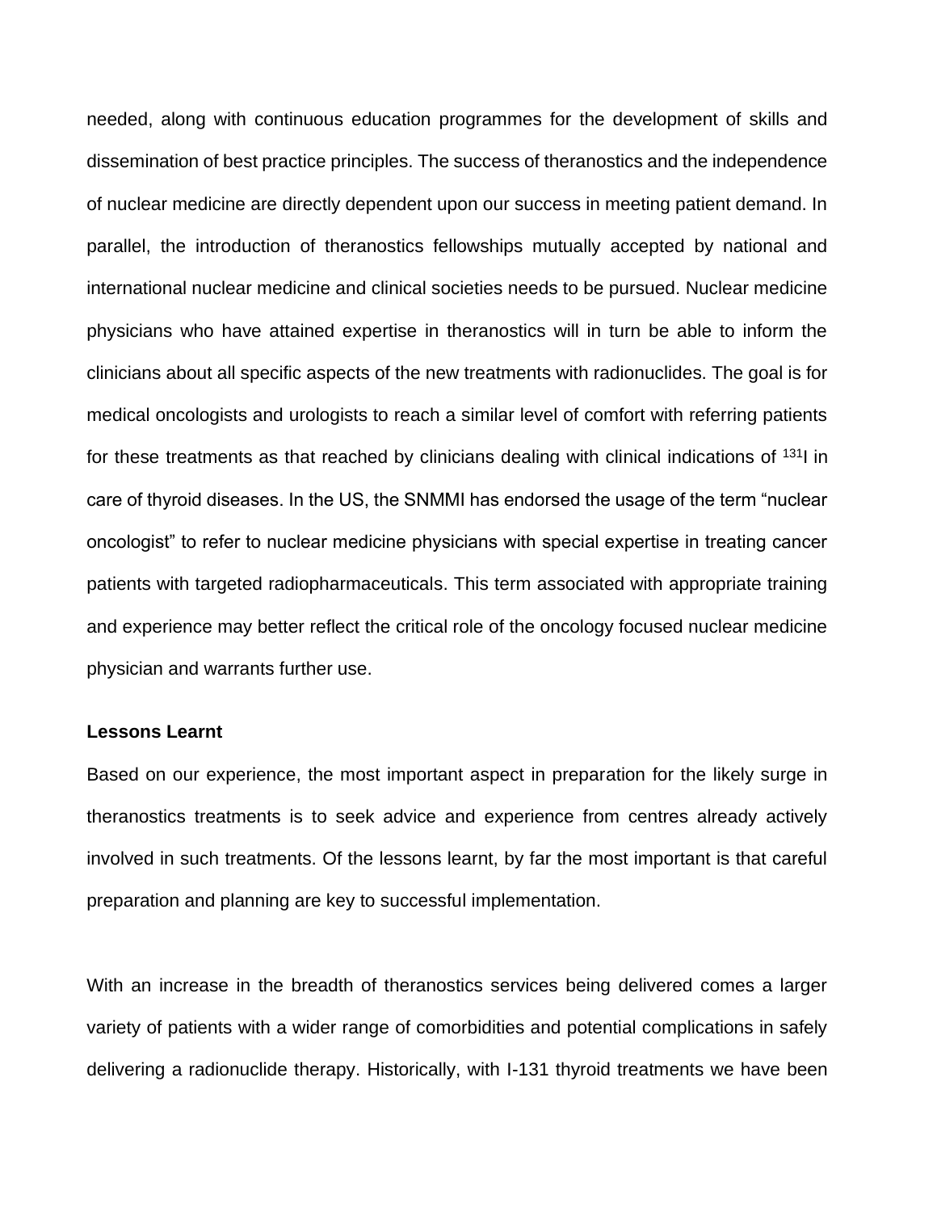needed, along with continuous education programmes for the development of skills and dissemination of best practice principles. The success of theranostics and the independence of nuclear medicine are directly dependent upon our success in meeting patient demand. In parallel, the introduction of theranostics fellowships mutually accepted by national and international nuclear medicine and clinical societies needs to be pursued. Nuclear medicine physicians who have attained expertise in theranostics will in turn be able to inform the clinicians about all specific aspects of the new treatments with radionuclides. The goal is for medical oncologists and urologists to reach a similar level of comfort with referring patients for these treatments as that reached by clinicians dealing with clinical indications of $^{131}$I in care of thyroid diseases. In the US, the SNMMI has endorsed the usage of the term "nuclear oncologist" to refer to nuclear medicine physicians with special expertise in treating cancer patients with targeted radiopharmaceuticals. This term associated with appropriate training and experience may better reflect the critical role of the oncology focused nuclear medicine physician and warrants further use.

**Lessons Learnt**

Based on our experience, the most important aspect in preparation for the likely surge in theranostics treatments is to seek advice and experience from centres already actively involved in such treatments. Of the lessons learnt, by far the most important is that careful preparation and planning are key to successful implementation.

With an increase in the breadth of theranostics services being delivered comes a larger variety of patients with a wider range of comorbidities and potential complications in safely delivering a radionuclide therapy. Historically, with I-131 thyroid treatments we have been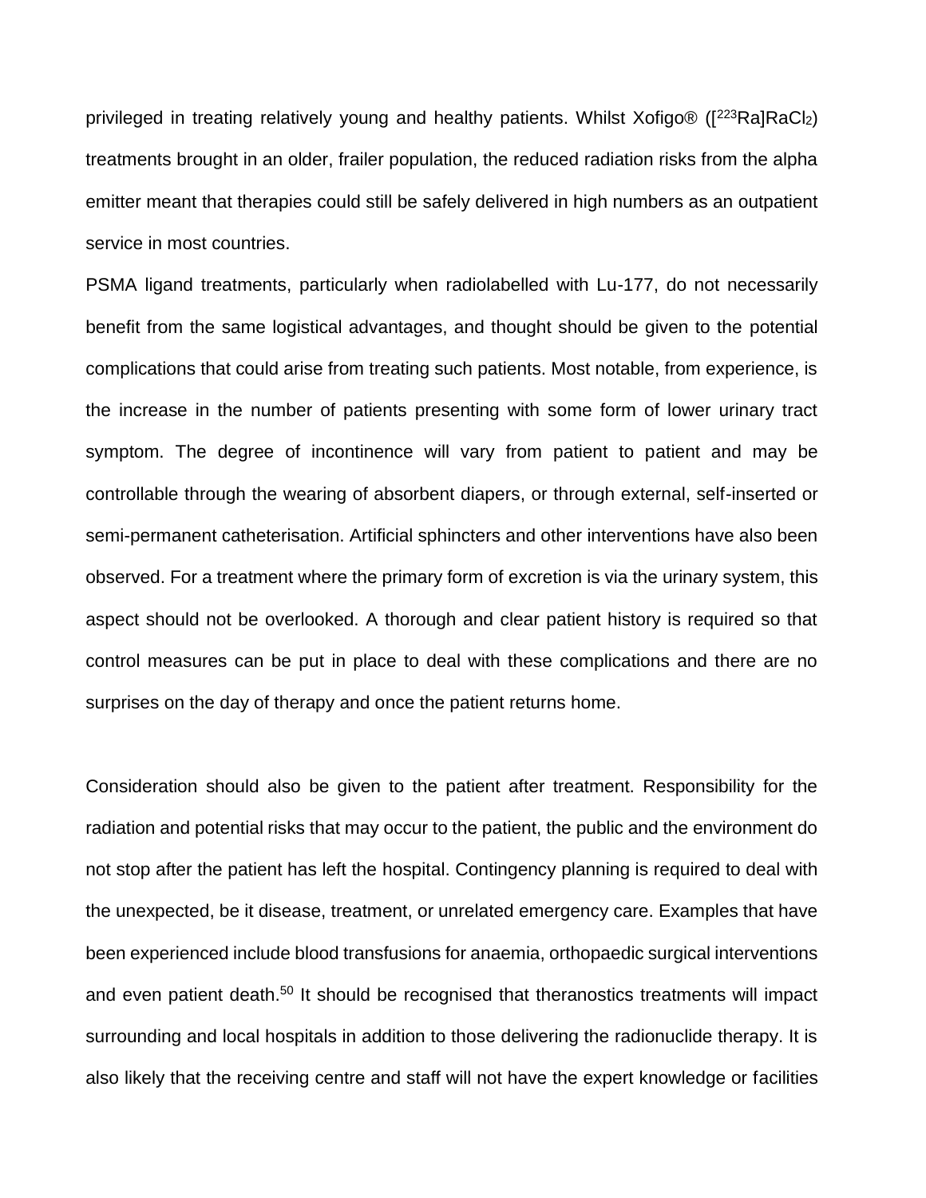privileged in treating relatively young and healthy patients. Whilst Xofigo® ([$^{223}$Ra]$RaCl_2$) treatments brought in an older, frailer population, the reduced radiation risks from the alpha emitter meant that therapies could still be safely delivered in high numbers as an outpatient service in most countries.

PSMA ligand treatments, particularly when radiolabelled with Lu-177, do not necessarily benefit from the same logistical advantages, and thought should be given to the potential complications that could arise from treating such patients. Most notable, from experience, is the increase in the number of patients presenting with some form of lower urinary tract symptom. The degree of incontinence will vary from patient to patient and may be controllable through the wearing of absorbent diapers, or through external, self-inserted or semi-permanent catheterisation. Artificial sphincters and other interventions have also been observed. For a treatment where the primary form of excretion is via the urinary system, this aspect should not be overlooked. A thorough and clear patient history is required so that control measures can be put in place to deal with these complications and there are no surprises on the day of therapy and once the patient returns home.

Consideration should also be given to the patient after treatment. Responsibility for the radiation and potential risks that may occur to the patient, the public and the environment do not stop after the patient has left the hospital. Contingency planning is required to deal with the unexpected, be it disease, treatment, or unrelated emergency care. Examples that have been experienced include blood transfusions for anaemia, orthopaedic surgical interventions and even patient death.[50] It should be recognised that theranostics treatments will impact surrounding and local hospitals in addition to those delivering the radionuclide therapy. It is also likely that the receiving centre and staff will not have the expert knowledge or facilities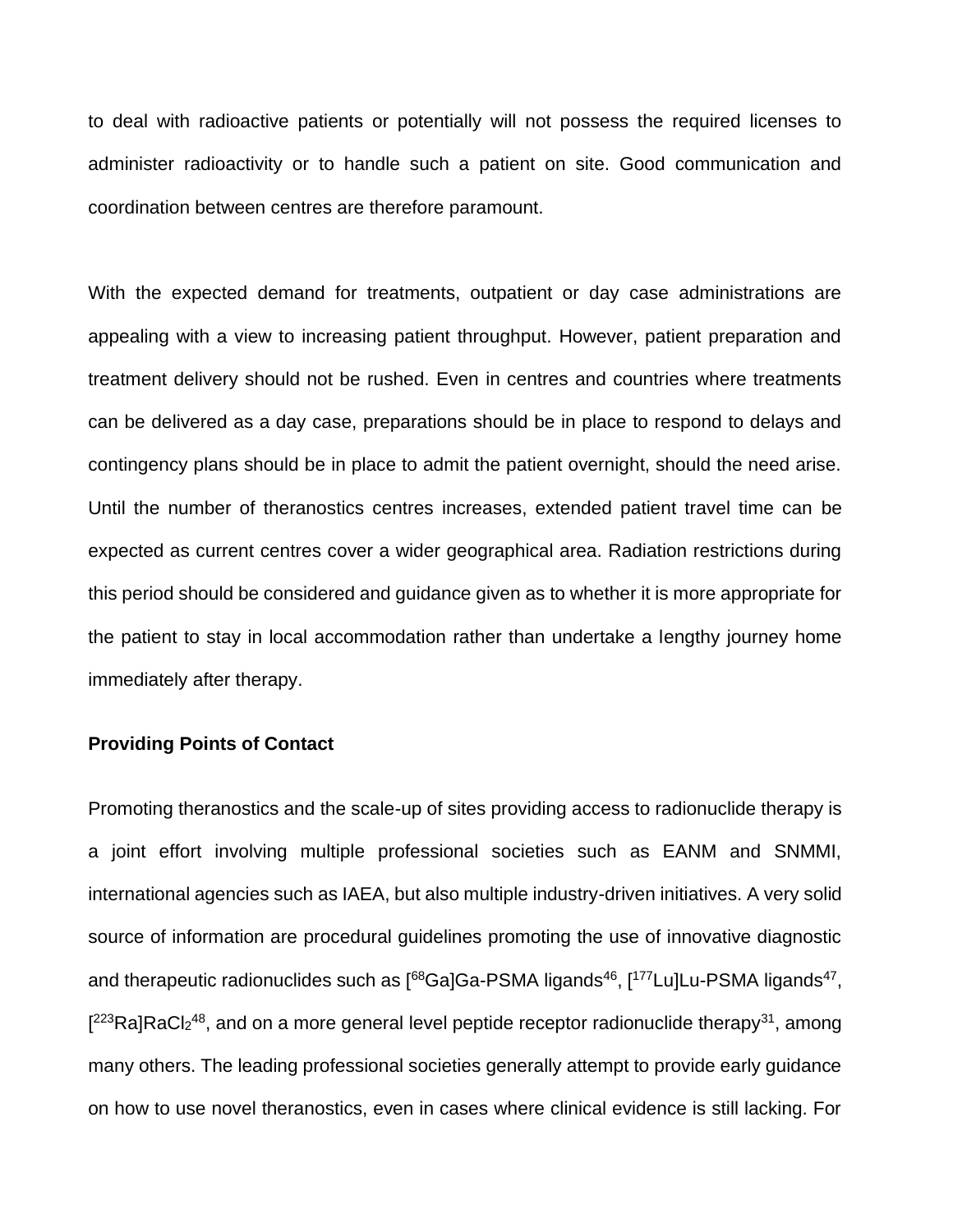to deal with radioactive patients or potentially will not possess the required licenses to administer radioactivity or to handle such a patient on site. Good communication and coordination between centres are therefore paramount.

With the expected demand for treatments, outpatient or day case administrations are appealing with a view to increasing patient throughput. However, patient preparation and treatment delivery should not be rushed. Even in centres and countries where treatments can be delivered as a day case, preparations should be in place to respond to delays and contingency plans should be in place to admit the patient overnight, should the need arise. Until the number of theranostics centres increases, extended patient travel time can be expected as current centres cover a wider geographical area. Radiation restrictions during this period should be considered and guidance given as to whether it is more appropriate for the patient to stay in local accommodation rather than undertake a lengthy journey home immediately after therapy.

**Providing Points of Contact**

Promoting theranostics and the scale-up of sites providing access to radionuclide therapy is a joint effort involving multiple professional societies such as EANM and SNMMI, international agencies such as IAEA, but also multiple industry-driven initiatives. A very solid source of information are procedural guidelines promoting the use of innovative diagnostic and therapeutic radionuclides such as [$^{68}$Ga]Ga-PSMA ligands[46], [$^{177}$Lu]Lu-PSMA ligands[47], [$^{223}$Ra]$RaCl_2$[48], and on a more general level peptide receptor radionuclide therapy[31], among many others. The leading professional societies generally attempt to provide early guidance on how to use novel theranostics, even in cases where clinical evidence is still lacking. For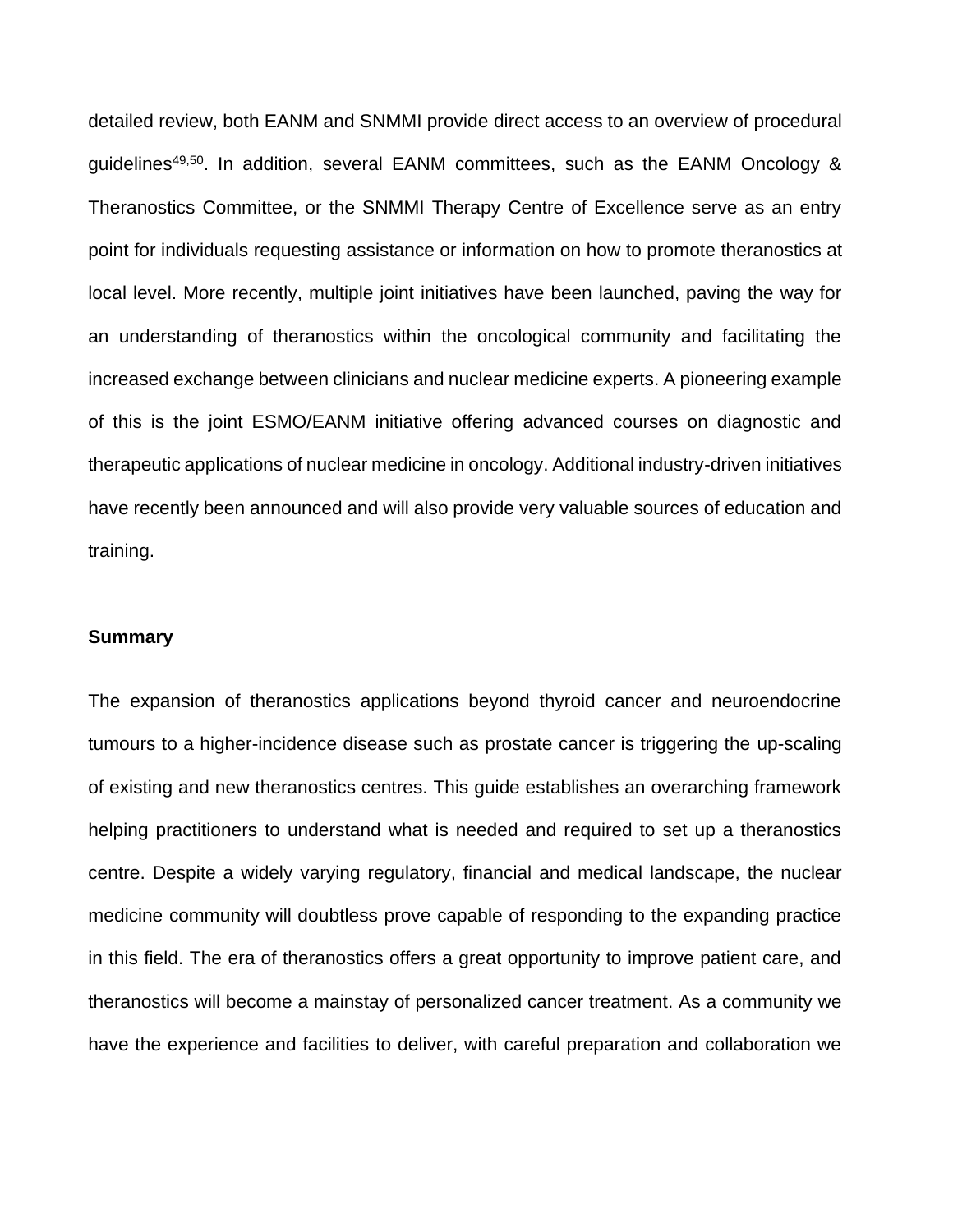detailed review, both EANM and SNMMI provide direct access to an overview of procedural guidelines[49,50]. In addition, several EANM committees, such as the EANM Oncology & Theranostics Committee, or the SNMMI Therapy Centre of Excellence serve as an entry point for individuals requesting assistance or information on how to promote theranostics at local level. More recently, multiple joint initiatives have been launched, paving the way for an understanding of theranostics within the oncological community and facilitating the increased exchange between clinicians and nuclear medicine experts. A pioneering example of this is the joint ESMO/EANM initiative offering advanced courses on diagnostic and therapeutic applications of nuclear medicine in oncology. Additional industry-driven initiatives have recently been announced and will also provide very valuable sources of education and training.

**Summary**

The expansion of theranostics applications beyond thyroid cancer and neuroendocrine tumours to a higher-incidence disease such as prostate cancer is triggering the up-scaling of existing and new theranostics centres. This guide establishes an overarching framework helping practitioners to understand what is needed and required to set up a theranostics centre. Despite a widely varying regulatory, financial and medical landscape, the nuclear medicine community will doubtless prove capable of responding to the expanding practice in this field. The era of theranostics offers a great opportunity to improve patient care, and theranostics will become a mainstay of personalized cancer treatment. As a community we have the experience and facilities to deliver, with careful preparation and collaboration we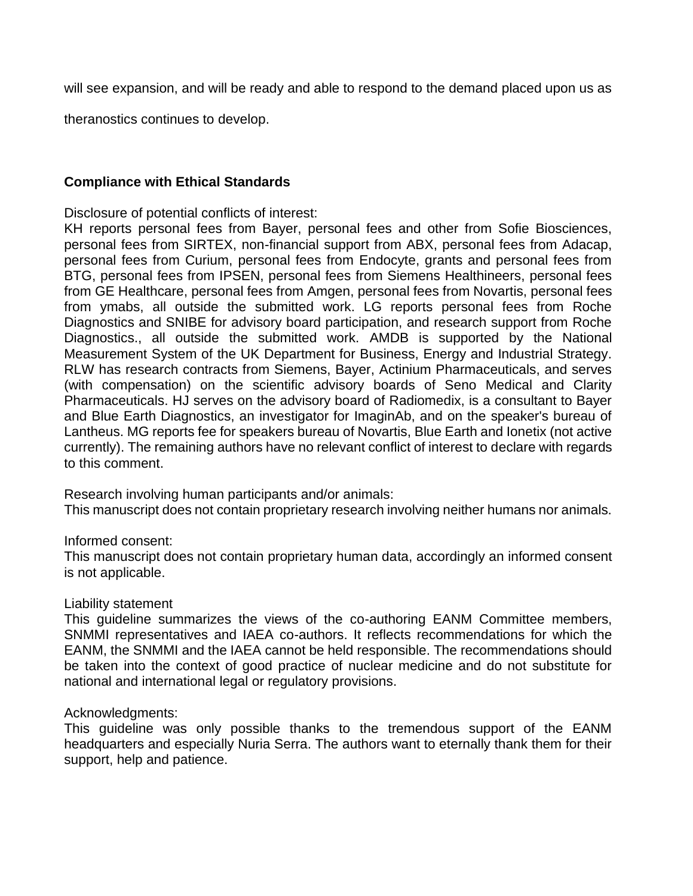will see expansion, and will be ready and able to respond to the demand placed upon us as theranostics continues to develop.

## Compliance with Ethical Standards

Disclosure of potential conflicts of interest:
KH reports personal fees from Bayer, personal fees and other from Sofie Biosciences, personal fees from SIRTEX, non-financial support from ABX, personal fees from Adacap, personal fees from Curium, personal fees from Endocyte, grants and personal fees from BTG, personal fees from IPSEN, personal fees from Siemens Healthineers, personal fees from GE Healthcare, personal fees from Amgen, personal fees from Novartis, personal fees from ymabs, all outside the submitted work. LG reports personal fees from Roche Diagnostics and SNIBE for advisory board participation, and research support from Roche Diagnostics., all outside the submitted work. AMDB is supported by the National Measurement System of the UK Department for Business, Energy and Industrial Strategy. RLW has research contracts from Siemens, Bayer, Actinium Pharmaceuticals, and serves (with compensation) on the scientific advisory boards of Seno Medical and Clarity Pharmaceuticals. HJ serves on the advisory board of Radiomedix, is a consultant to Bayer and Blue Earth Diagnostics, an investigator for ImaginAb, and on the speaker's bureau of Lantheus. MG reports fee for speakers bureau of Novartis, Blue Earth and Ionetix (not active currently). The remaining authors have no relevant conflict of interest to declare with regards to this comment.

Research involving human participants and/or animals:
This manuscript does not contain proprietary research involving neither humans nor animals.

Informed consent:
This manuscript does not contain proprietary human data, accordingly an informed consent is not applicable.

Liability statement
This guideline summarizes the views of the co-authoring EANM Committee members, SNMMI representatives and IAEA co-authors. It reflects recommendations for which the EANM, the SNMMI and the IAEA cannot be held responsible. The recommendations should be taken into the context of good practice of nuclear medicine and do not substitute for national and international legal or regulatory provisions.

Acknowledgments:
This guideline was only possible thanks to the tremendous support of the EANM headquarters and especially Nuria Serra. The authors want to eternally thank them for their support, help and patience.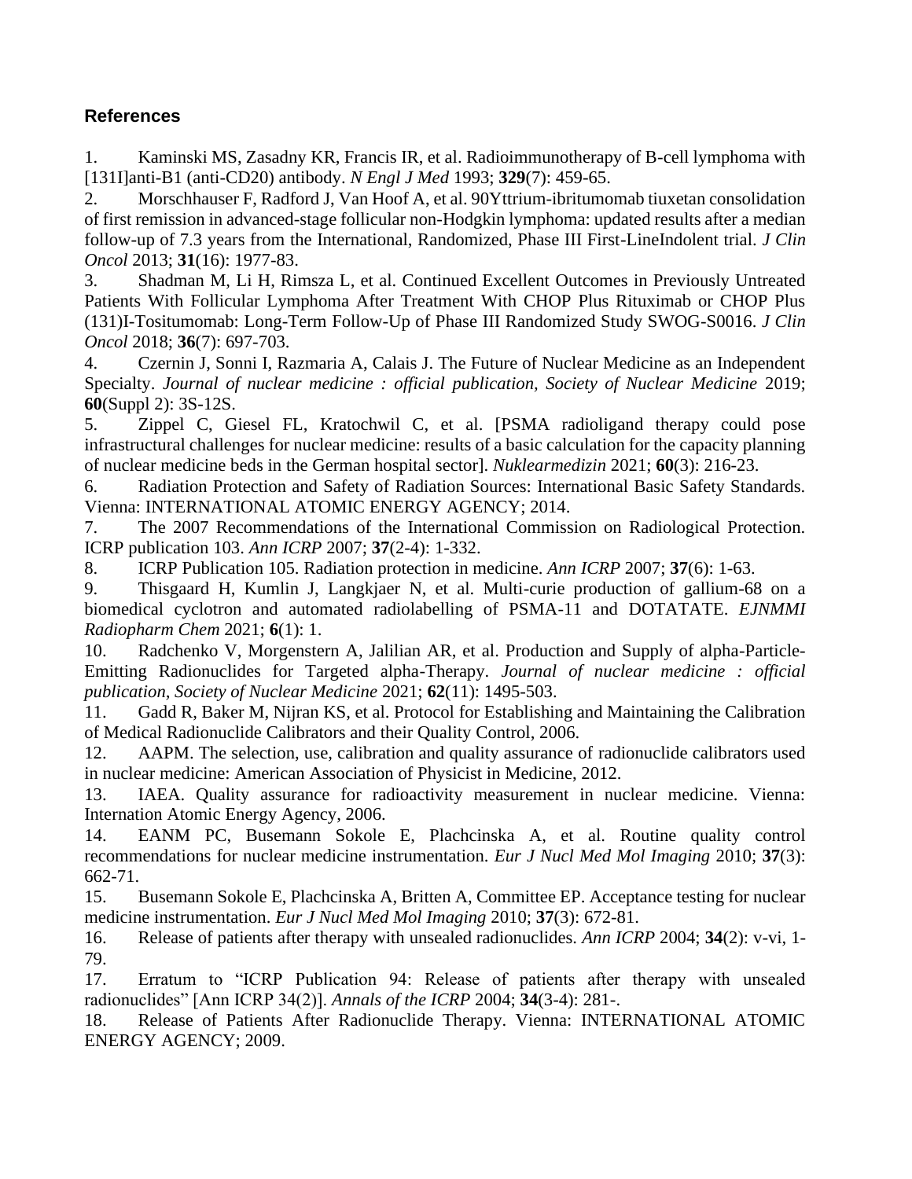## References

1. Kaminski MS, Zasadny KR, Francis IR, et al. Radioimmunotherapy of B-cell lymphoma with [131I]anti-B1 (anti-CD20) antibody. *N Engl J Med* 1993; **329**(7): 459-65.
2. Morschhauser F, Radford J, Van Hoof A, et al. 90Yttrium-ibritumomab tiuxetan consolidation of first remission in advanced-stage follicular non-Hodgkin lymphoma: updated results after a median follow-up of 7.3 years from the International, Randomized, Phase III First-LineIndolent trial. *J Clin Oncol* 2013; **31**(16): 1977-83.
3. Shadman M, Li H, Rimsza L, et al. Continued Excellent Outcomes in Previously Untreated Patients With Follicular Lymphoma After Treatment With CHOP Plus Rituximab or CHOP Plus (131)I-Tositumomab: Long-Term Follow-Up of Phase III Randomized Study SWOG-S0016. *J Clin Oncol* 2018; **36**(7): 697-703.
4. Czernin J, Sonni I, Razmaria A, Calais J. The Future of Nuclear Medicine as an Independent Specialty. *Journal of nuclear medicine : official publication, Society of Nuclear Medicine* 2019; **60**(Suppl 2): 3S-12S.
5. Zippel C, Giesel FL, Kratochwil C, et al. [PSMA radioligand therapy could pose infrastructural challenges for nuclear medicine: results of a basic calculation for the capacity planning of nuclear medicine beds in the German hospital sector]. *Nuklearmedizin* 2021; **60**(3): 216-23.
6. Radiation Protection and Safety of Radiation Sources: International Basic Safety Standards. Vienna: INTERNATIONAL ATOMIC ENERGY AGENCY; 2014.
7. The 2007 Recommendations of the International Commission on Radiological Protection. ICRP publication 103. *Ann ICRP* 2007; **37**(2-4): 1-332.
8. ICRP Publication 105. Radiation protection in medicine. *Ann ICRP* 2007; **37**(6): 1-63.
9. Thisgaard H, Kumlin J, Langkjaer N, et al. Multi-curie production of gallium-68 on a biomedical cyclotron and automated radiolabelling of PSMA-11 and DOTATATE. *EJNMMI Radiopharm Chem* 2021; **6**(1): 1.
10. Radchenko V, Morgenstern A, Jalilian AR, et al. Production and Supply of alpha-Particle-Emitting Radionuclides for Targeted alpha-Therapy. *Journal of nuclear medicine : official publication, Society of Nuclear Medicine* 2021; **62**(11): 1495-503.
11. Gadd R, Baker M, Nijran KS, et al. Protocol for Establishing and Maintaining the Calibration of Medical Radionuclide Calibrators and their Quality Control, 2006.
12. AAPM. The selection, use, calibration and quality assurance of radionuclide calibrators used in nuclear medicine: American Association of Physicist in Medicine, 2012.
13. IAEA. Quality assurance for radioactivity measurement in nuclear medicine. Vienna: Internation Atomic Energy Agency, 2006.
14. EANM PC, Busemann Sokole E, Plachcinska A, et al. Routine quality control recommendations for nuclear medicine instrumentation. *Eur J Nucl Med Mol Imaging* 2010; **37**(3): 662-71.
15. Busemann Sokole E, Plachcinska A, Britten A, Committee EP. Acceptance testing for nuclear medicine instrumentation. *Eur J Nucl Med Mol Imaging* 2010; **37**(3): 672-81.
16. Release of patients after therapy with unsealed radionuclides. *Ann ICRP* 2004; **34**(2): v-vi, 1-79.
17. Erratum to "ICRP Publication 94: Release of patients after therapy with unsealed radionuclides" [Ann ICRP 34(2)]. *Annals of the ICRP* 2004; **34**(3-4): 281-.
18. Release of Patients After Radionuclide Therapy. Vienna: INTERNATIONAL ATOMIC ENERGY AGENCY; 2009.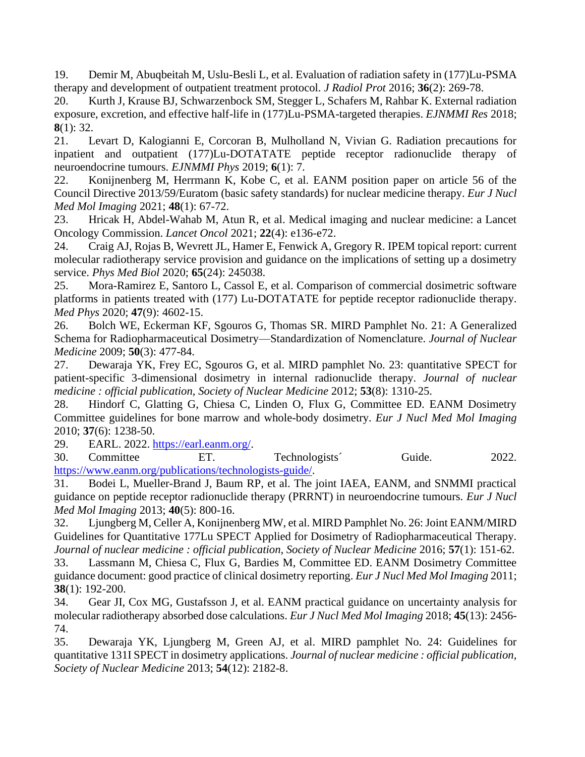19. Demir M, Abuqbeitah M, Uslu-Besli L, et al. Evaluation of radiation safety in (177)Lu-PSMA therapy and development of outpatient treatment protocol. *J Radiol Prot* 2016; **36**(2): 269-78.

20. Kurth J, Krause BJ, Schwarzenbock SM, Stegger L, Schafers M, Rahbar K. External radiation exposure, excretion, and effective half-life in (177)Lu-PSMA-targeted therapies. *EJNMMI Res* 2018; **8**(1): 32.

21. Levart D, Kalogianni E, Corcoran B, Mulholland N, Vivian G. Radiation precautions for inpatient and outpatient (177)Lu-DOTATATE peptide receptor radionuclide therapy of neuroendocrine tumours. *EJNMMI Phys* 2019; **6**(1): 7.

22. Konijnenberg M, Herrmann K, Kobe C, et al. EANM position paper on article 56 of the Council Directive 2013/59/Euratom (basic safety standards) for nuclear medicine therapy. *Eur J Nucl Med Mol Imaging* 2021; **48**(1): 67-72.

23. Hricak H, Abdel-Wahab M, Atun R, et al. Medical imaging and nuclear medicine: a Lancet Oncology Commission. *Lancet Oncol* 2021; **22**(4): e136-e72.

24. Craig AJ, Rojas B, Wevrett JL, Hamer E, Fenwick A, Gregory R. IPEM topical report: current molecular radiotherapy service provision and guidance on the implications of setting up a dosimetry service. *Phys Med Biol* 2020; **65**(24): 245038.

25. Mora-Ramirez E, Santoro L, Cassol E, et al. Comparison of commercial dosimetric software platforms in patients treated with (177) Lu-DOTATATE for peptide receptor radionuclide therapy. *Med Phys* 2020; **47**(9): 4602-15.

26. Bolch WE, Eckerman KF, Sgouros G, Thomas SR. MIRD Pamphlet No. 21: A Generalized Schema for Radiopharmaceutical Dosimetry—Standardization of Nomenclature. *Journal of Nuclear Medicine* 2009; **50**(3): 477-84.

27. Dewaraja YK, Frey EC, Sgouros G, et al. MIRD pamphlet No. 23: quantitative SPECT for patient-specific 3-dimensional dosimetry in internal radionuclide therapy. *Journal of nuclear medicine : official publication, Society of Nuclear Medicine* 2012; **53**(8): 1310-25.

28. Hindorf C, Glatting G, Chiesa C, Linden O, Flux G, Committee ED. EANM Dosimetry Committee guidelines for bone marrow and whole-body dosimetry. *Eur J Nucl Med Mol Imaging* 2010; **37**(6): 1238-50.

29. EARL. 2022. https://earl.eanm.org/.

30. Committee ET. Technologists´ Guide. 2022. https://www.eanm.org/publications/technologists-guide/.

31. Bodei L, Mueller-Brand J, Baum RP, et al. The joint IAEA, EANM, and SNMMI practical guidance on peptide receptor radionuclide therapy (PRRNT) in neuroendocrine tumours. *Eur J Nucl Med Mol Imaging* 2013; **40**(5): 800-16.

32. Ljungberg M, Celler A, Konijnenberg MW, et al. MIRD Pamphlet No. 26: Joint EANM/MIRD Guidelines for Quantitative 177Lu SPECT Applied for Dosimetry of Radiopharmaceutical Therapy. *Journal of nuclear medicine : official publication, Society of Nuclear Medicine* 2016; **57**(1): 151-62.

33. Lassmann M, Chiesa C, Flux G, Bardies M, Committee ED. EANM Dosimetry Committee guidance document: good practice of clinical dosimetry reporting. *Eur J Nucl Med Mol Imaging* 2011; **38**(1): 192-200.

34. Gear JI, Cox MG, Gustafsson J, et al. EANM practical guidance on uncertainty analysis for molecular radiotherapy absorbed dose calculations. *Eur J Nucl Med Mol Imaging* 2018; **45**(13): 2456-74.

35. Dewaraja YK, Ljungberg M, Green AJ, et al. MIRD pamphlet No. 24: Guidelines for quantitative 131I SPECT in dosimetry applications. *Journal of nuclear medicine : official publication, Society of Nuclear Medicine* 2013; **54**(12): 2182-8.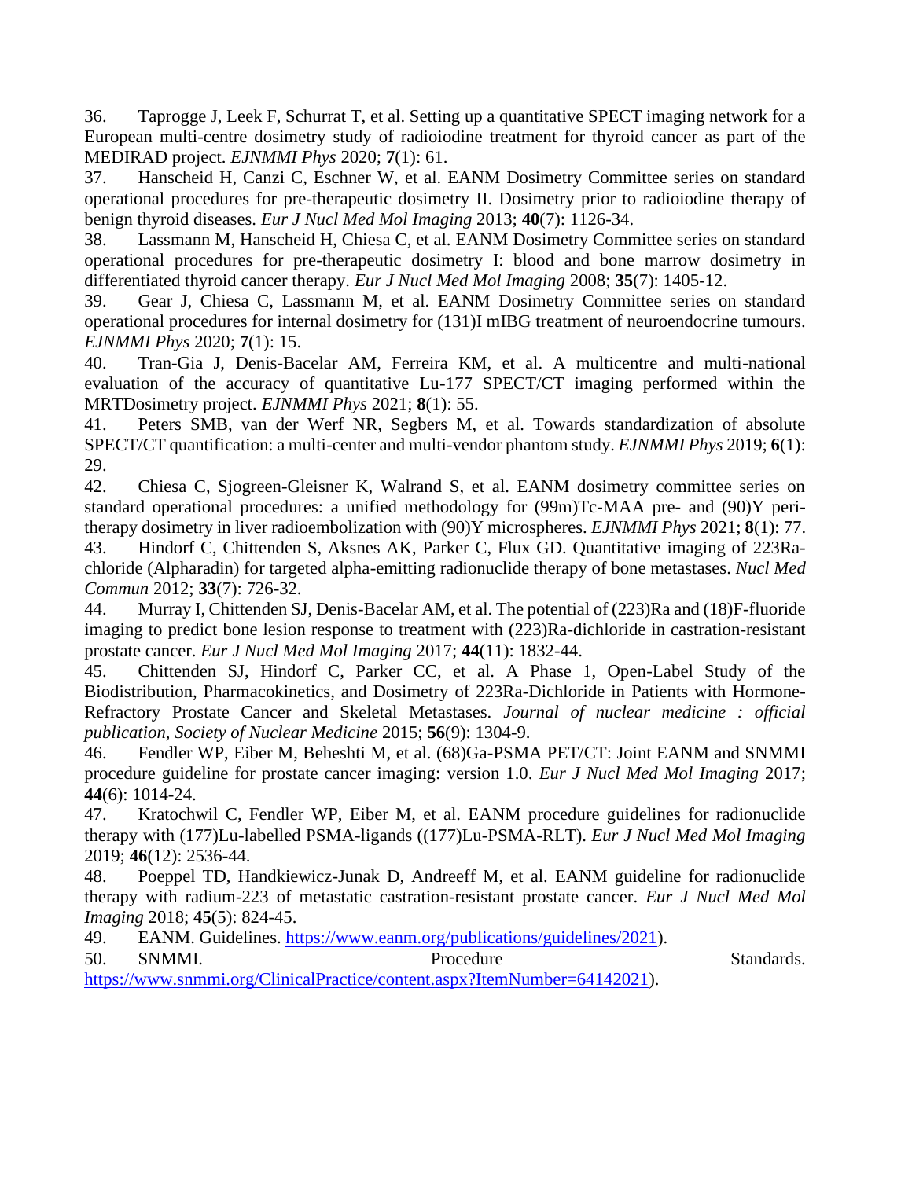36. Taprogge J, Leek F, Schurrat T, et al. Setting up a quantitative SPECT imaging network for a European multi-centre dosimetry study of radioiodine treatment for thyroid cancer as part of the MEDIRAD project. *EJNMMI Phys* 2020; **7**(1): 61.

37. Hanscheid H, Canzi C, Eschner W, et al. EANM Dosimetry Committee series on standard operational procedures for pre-therapeutic dosimetry II. Dosimetry prior to radioiodine therapy of benign thyroid diseases. *Eur J Nucl Med Mol Imaging* 2013; **40**(7): 1126-34.

38. Lassmann M, Hanscheid H, Chiesa C, et al. EANM Dosimetry Committee series on standard operational procedures for pre-therapeutic dosimetry I: blood and bone marrow dosimetry in differentiated thyroid cancer therapy. *Eur J Nucl Med Mol Imaging* 2008; **35**(7): 1405-12.

39. Gear J, Chiesa C, Lassmann M, et al. EANM Dosimetry Committee series on standard operational procedures for internal dosimetry for (131)I mIBG treatment of neuroendocrine tumours. *EJNMMI Phys* 2020; **7**(1): 15.

40. Tran-Gia J, Denis-Bacelar AM, Ferreira KM, et al. A multicentre and multi-national evaluation of the accuracy of quantitative Lu-177 SPECT/CT imaging performed within the MRTDosimetry project. *EJNMMI Phys* 2021; **8**(1): 55.

41. Peters SMB, van der Werf NR, Segbers M, et al. Towards standardization of absolute SPECT/CT quantification: a multi-center and multi-vendor phantom study. *EJNMMI Phys* 2019; **6**(1): 29.

42. Chiesa C, Sjogreen-Gleisner K, Walrand S, et al. EANM dosimetry committee series on standard operational procedures: a unified methodology for (99m)Tc-MAA pre- and (90)Y peri-therapy dosimetry in liver radioembolization with (90)Y microspheres. *EJNMMI Phys* 2021; **8**(1): 77.

43. Hindorf C, Chittenden S, Aksnes AK, Parker C, Flux GD. Quantitative imaging of 223Ra-chloride (Alpharadin) for targeted alpha-emitting radionuclide therapy of bone metastases. *Nucl Med Commun* 2012; **33**(7): 726-32.

44. Murray I, Chittenden SJ, Denis-Bacelar AM, et al. The potential of (223)Ra and (18)F-fluoride imaging to predict bone lesion response to treatment with (223)Ra-dichloride in castration-resistant prostate cancer. *Eur J Nucl Med Mol Imaging* 2017; **44**(11): 1832-44.

45. Chittenden SJ, Hindorf C, Parker CC, et al. A Phase 1, Open-Label Study of the Biodistribution, Pharmacokinetics, and Dosimetry of 223Ra-Dichloride in Patients with Hormone-Refractory Prostate Cancer and Skeletal Metastases. *Journal of nuclear medicine : official publication, Society of Nuclear Medicine* 2015; **56**(9): 1304-9.

46. Fendler WP, Eiber M, Beheshti M, et al. (68)Ga-PSMA PET/CT: Joint EANM and SNMMI procedure guideline for prostate cancer imaging: version 1.0. *Eur J Nucl Med Mol Imaging* 2017; **44**(6): 1014-24.

47. Kratochwil C, Fendler WP, Eiber M, et al. EANM procedure guidelines for radionuclide therapy with (177)Lu-labelled PSMA-ligands ((177)Lu-PSMA-RLT). *Eur J Nucl Med Mol Imaging* 2019; **46**(12): 2536-44.

48. Poeppel TD, Handkiewicz-Junak D, Andreeff M, et al. EANM guideline for radionuclide therapy with radium-223 of metastatic castration-resistant prostate cancer. *Eur J Nucl Med Mol Imaging* 2018; **45**(5): 824-45.

49. EANM. Guidelines. https://www.eanm.org/publications/guidelines/2021).

50. SNMMI. Procedure Standards. https://www.snmmi.org/ClinicalPractice/content.aspx?ItemNumber=64142021).